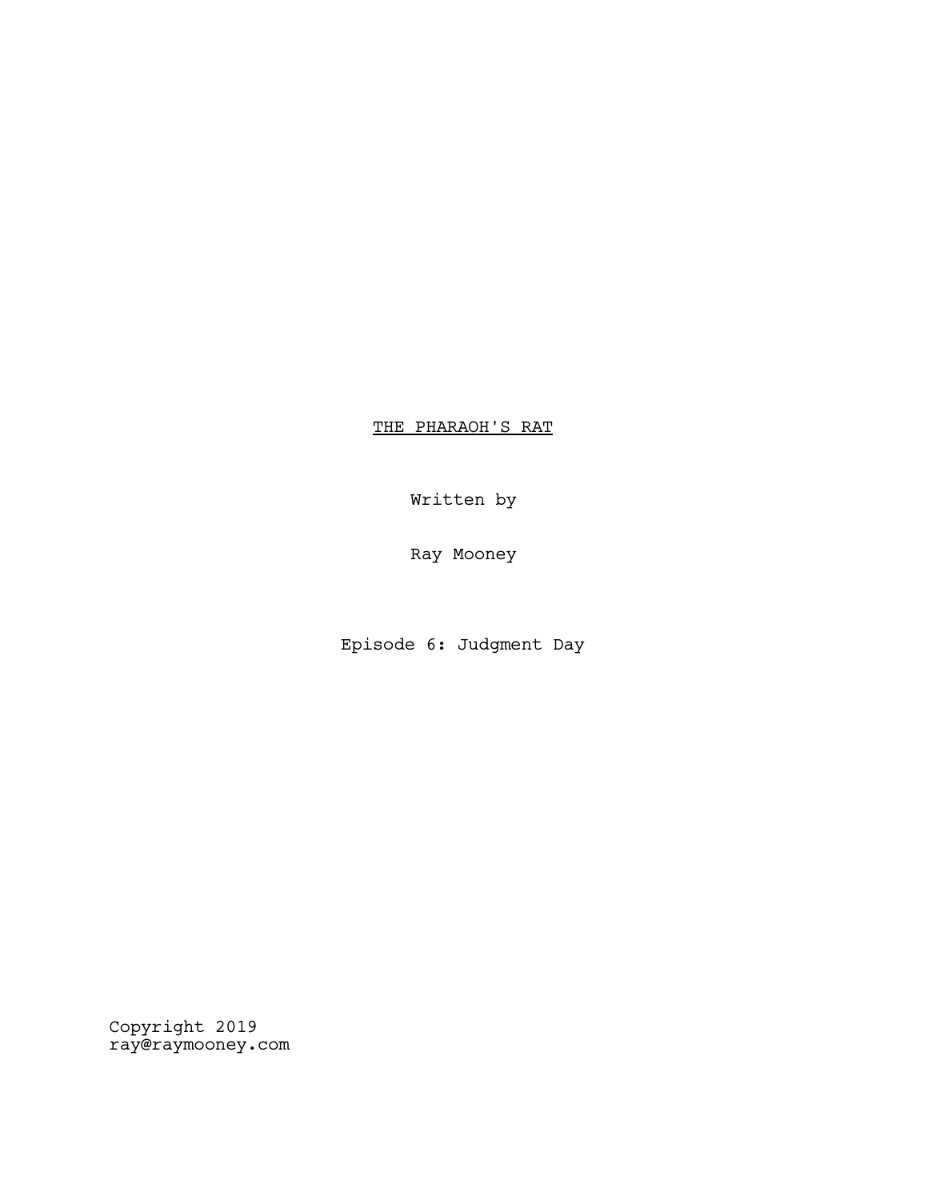# <u>THE PHARAOH'S RAT</u>

Written by

Ray Mooney

Episode 6: Judgment Day

Copyright 2019
ray@raymooney.com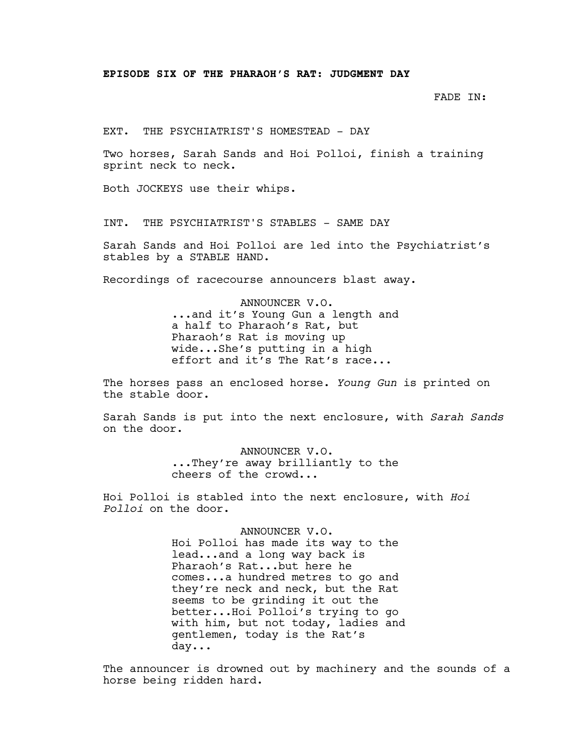**EPISODE SIX OF THE PHARAOH'S RAT: JUDGMENT DAY**

FADE IN:

EXT. THE PSYCHIATRIST'S HOMESTEAD - DAY

Two horses, Sarah Sands and Hoi Polloi, finish a training sprint neck to neck.

Both JOCKEYS use their whips.

INT. THE PSYCHIATRIST'S STABLES - SAME DAY

Sarah Sands and Hoi Polloi are led into the Psychiatrist's stables by a STABLE HAND.

Recordings of racecourse announcers blast away.

ANNOUNCER V.O.
...and it's Young Gun a length and a half to Pharaoh's Rat, but Pharaoh's Rat is moving up wide...She's putting in a high effort and it's The Rat's race...

The horses pass an enclosed horse. *Young Gun* is printed on the stable door.

Sarah Sands is put into the next enclosure, with *Sarah Sands* on the door.

ANNOUNCER V.O.
...They're away brilliantly to the cheers of the crowd...

Hoi Polloi is stabled into the next enclosure, with *Hoi Polloi* on the door.

ANNOUNCER V.O.
Hoi Polloi has made its way to the lead...and a long way back is Pharaoh's Rat...but here he comes...a hundred metres to go and they're neck and neck, but the Rat seems to be grinding it out the better...Hoi Polloi's trying to go with him, but not today, ladies and gentlemen, today is the Rat's day...

The announcer is drowned out by machinery and the sounds of a horse being ridden hard.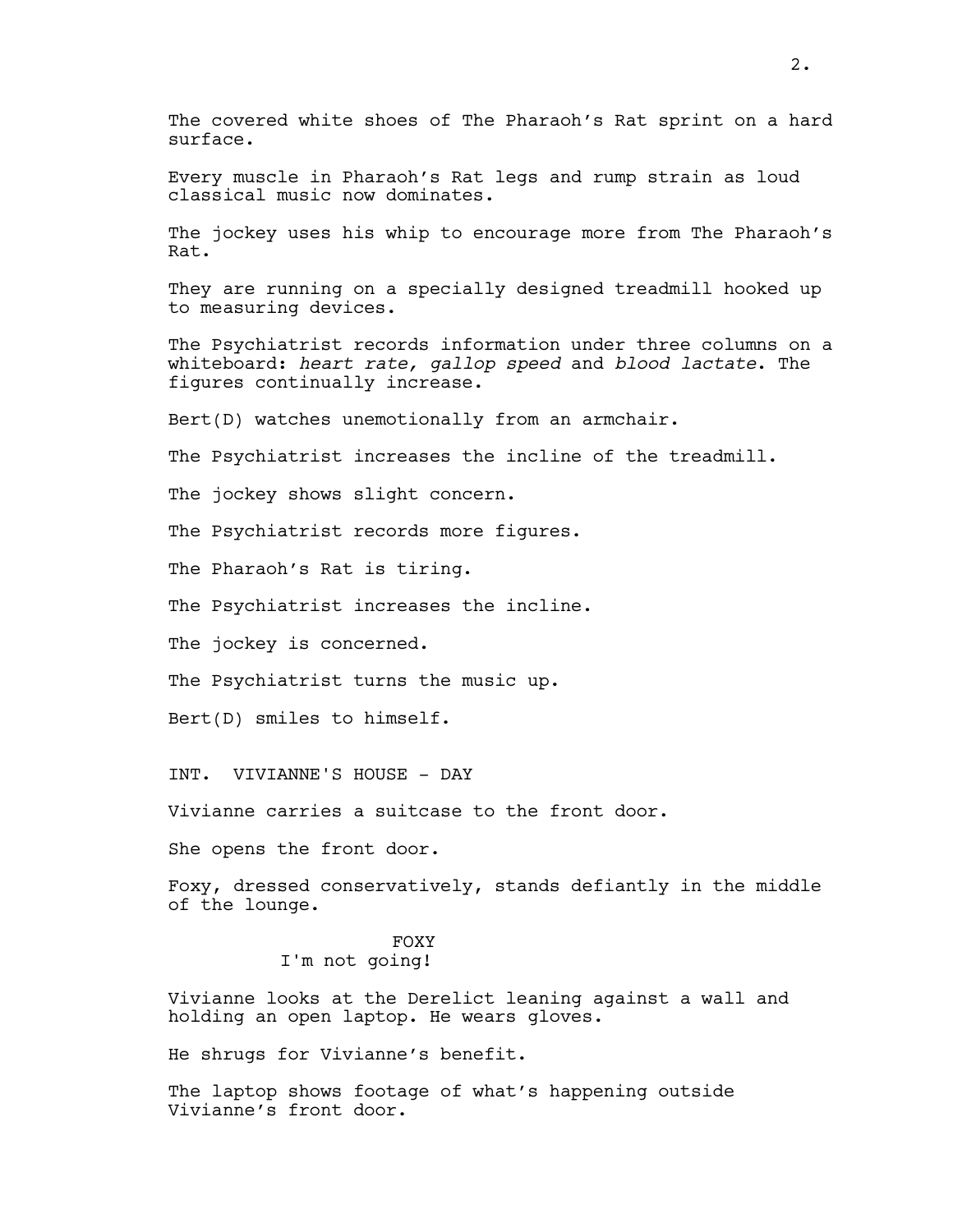The covered white shoes of The Pharaoh's Rat sprint on a hard surface.

Every muscle in Pharaoh's Rat legs and rump strain as loud classical music now dominates.

The jockey uses his whip to encourage more from The Pharaoh's Rat.

They are running on a specially designed treadmill hooked up to measuring devices.

The Psychiatrist records information under three columns on a whiteboard: *heart rate, gallop speed* and *blood lactate*. The figures continually increase.

Bert(D) watches unemotionally from an armchair.

The Psychiatrist increases the incline of the treadmill.

The jockey shows slight concern.

The Psychiatrist records more figures.

The Pharaoh's Rat is tiring.

The Psychiatrist increases the incline.

The jockey is concerned.

The Psychiatrist turns the music up.

Bert(D) smiles to himself.

INT. VIVIANNE'S HOUSE - DAY

Vivianne carries a suitcase to the front door.

She opens the front door.

Foxy, dressed conservatively, stands defiantly in the middle of the lounge.

FOXY
I'm not going!

Vivianne looks at the Derelict leaning against a wall and holding an open laptop. He wears gloves.

He shrugs for Vivianne's benefit.

The laptop shows footage of what's happening outside Vivianne's front door.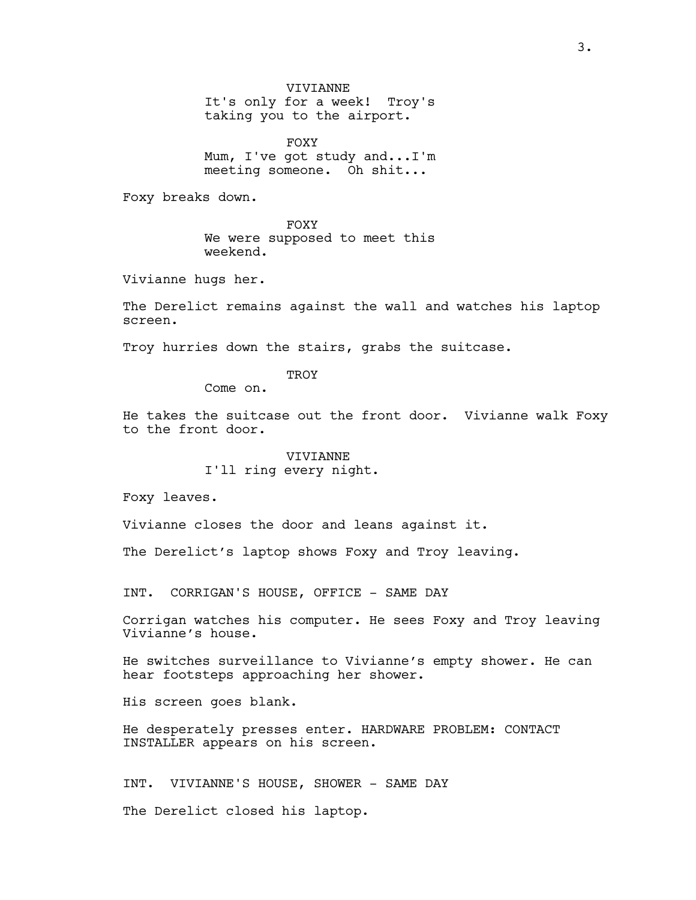VIVIANNE
It's only for a week! Troy's taking you to the airport.

FOXY
Mum, I've got study and...I'm meeting someone. Oh shit...

Foxy breaks down.

FOXY
We were supposed to meet this weekend.

Vivianne hugs her.

The Derelict remains against the wall and watches his laptop screen.

Troy hurries down the stairs, grabs the suitcase.

TROY
Come on.

He takes the suitcase out the front door. Vivianne walk Foxy to the front door.

VIVIANNE
I'll ring every night.

Foxy leaves.

Vivianne closes the door and leans against it.

The Derelict's laptop shows Foxy and Troy leaving.

INT. CORRIGAN'S HOUSE, OFFICE - SAME DAY

Corrigan watches his computer. He sees Foxy and Troy leaving Vivianne's house.

He switches surveillance to Vivianne's empty shower. He can hear footsteps approaching her shower.

His screen goes blank.

He desperately presses enter. HARDWARE PROBLEM: CONTACT INSTALLER appears on his screen.

INT. VIVIANNE'S HOUSE, SHOWER - SAME DAY

The Derelict closed his laptop.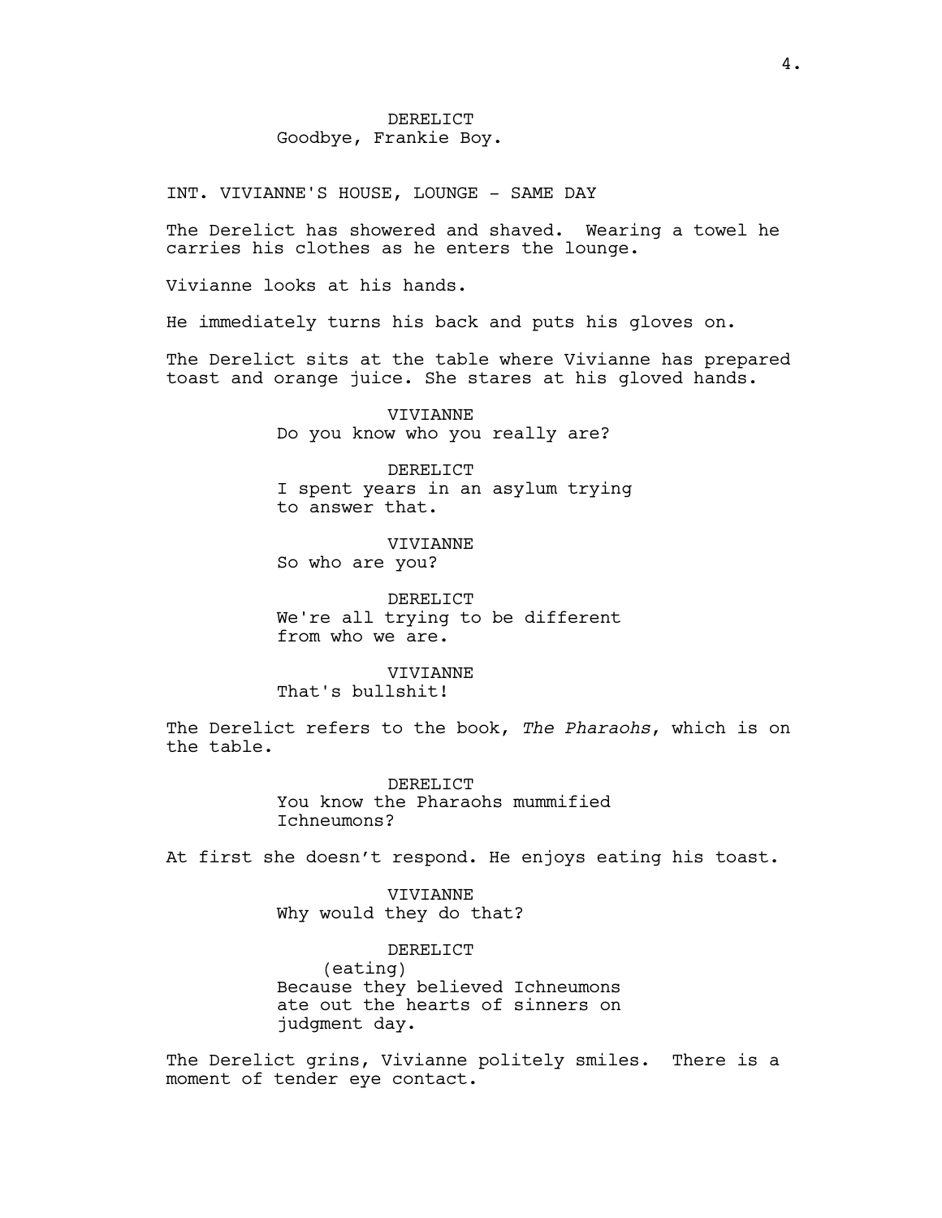DERELICT
Goodbye, Frankie Boy.

INT. VIVIANNE'S HOUSE, LOUNGE - SAME DAY

The Derelict has showered and shaved. Wearing a towel he carries his clothes as he enters the lounge.

Vivianne looks at his hands.

He immediately turns his back and puts his gloves on.

The Derelict sits at the table where Vivianne has prepared toast and orange juice. She stares at his gloved hands.

VIVIANNE
Do you know who you really are?

DERELICT
I spent years in an asylum trying to answer that.

VIVIANNE
So who are you?

DERELICT
We're all trying to be different from who we are.

VIVIANNE
That's bullshit!

The Derelict refers to the book, *The Pharaohs*, which is on the table.

DERELICT
You know the Pharaohs mummified Ichneumons?

At first she doesn't respond. He enjoys eating his toast.

VIVIANNE
Why would they do that?

DERELICT
(eating)
Because they believed Ichneumons ate out the hearts of sinners on judgment day.

The Derelict grins, Vivianne politely smiles. There is a moment of tender eye contact.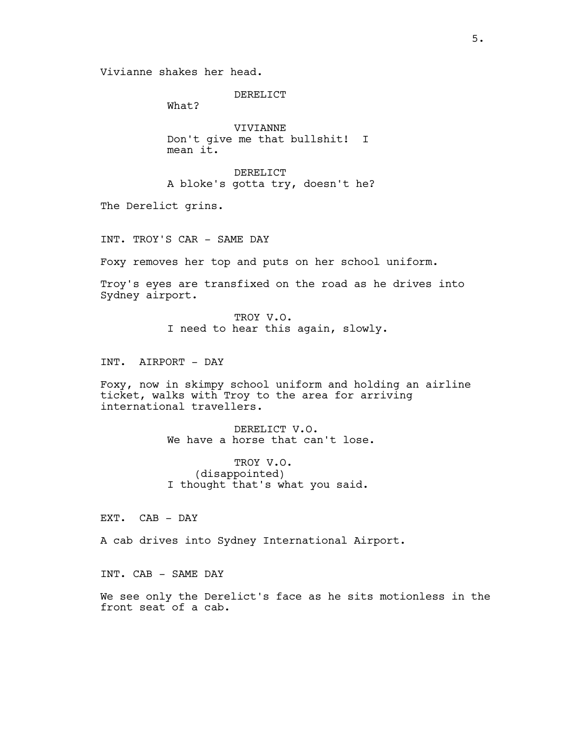Vivianne shakes her head.

DERELICT
What?

VIVIANNE
Don't give me that bullshit! I mean it.

DERELICT
A bloke's gotta try, doesn't he?

The Derelict grins.

INT. TROY'S CAR - SAME DAY

Foxy removes her top and puts on her school uniform.

Troy's eyes are transfixed on the road as he drives into Sydney airport.

TROY V.O.
I need to hear this again, slowly.

INT. AIRPORT - DAY

Foxy, now in skimpy school uniform and holding an airline ticket, walks with Troy to the area for arriving international travellers.

DERELICT V.O.
We have a horse that can't lose.

TROY V.O.
(disappointed)
I thought that's what you said.

EXT. CAB - DAY

A cab drives into Sydney International Airport.

INT. CAB - SAME DAY

We see only the Derelict's face as he sits motionless in the front seat of a cab.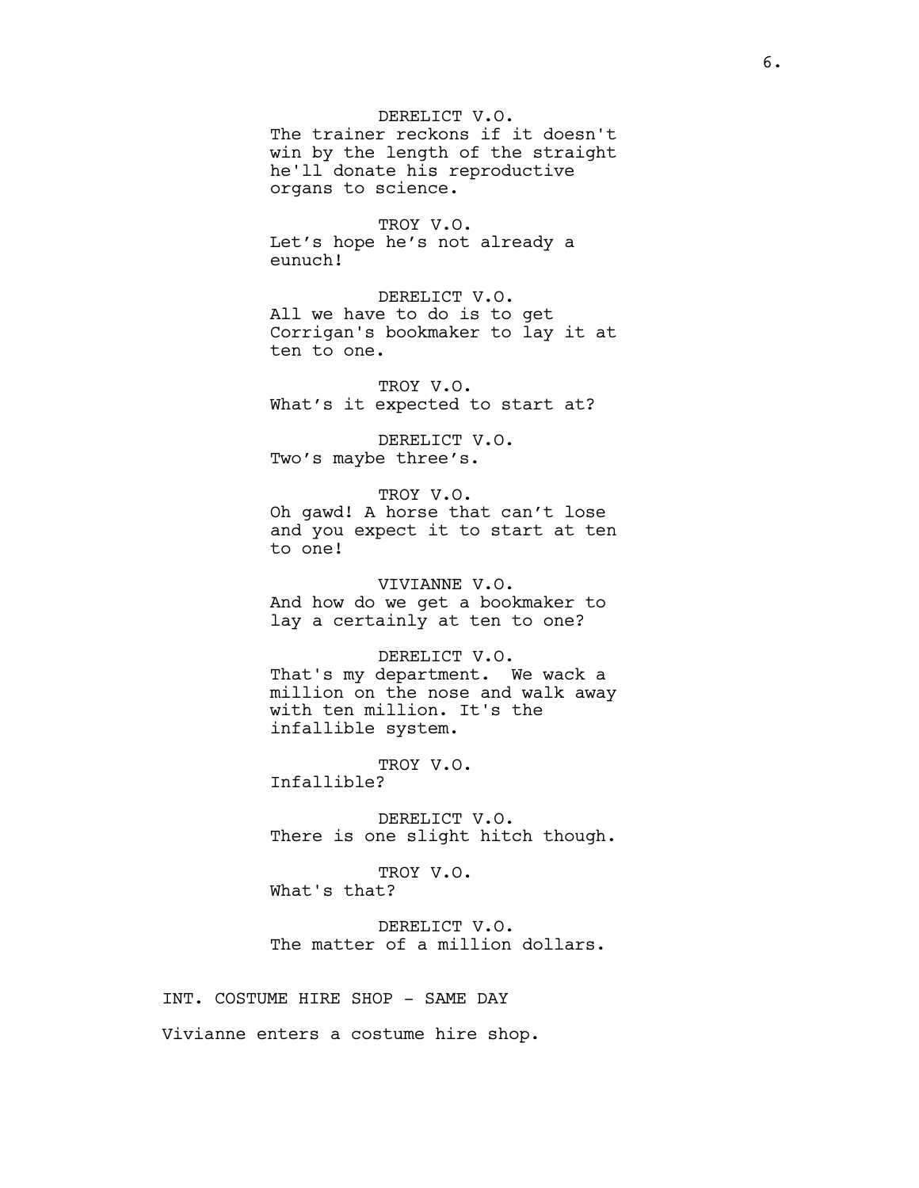DERELICT V.O.
The trainer reckons if it doesn't win by the length of the straight he'll donate his reproductive organs to science.

TROY V.O.
Let's hope he's not already a eunuch!

DERELICT V.O.
All we have to do is to get Corrigan's bookmaker to lay it at ten to one.

TROY V.O.
What's it expected to start at?

DERELICT V.O.
Two's maybe three's.

TROY V.O.
Oh gawd! A horse that can't lose and you expect it to start at ten to one!

VIVIANNE V.O.
And how do we get a bookmaker to lay a certainly at ten to one?

DERELICT V.O.
That's my department. We wack a million on the nose and walk away with ten million. It's the infallible system.

TROY V.O.
Infallible?

DERELICT V.O.
There is one slight hitch though.

TROY V.O.
What's that?

DERELICT V.O.
The matter of a million dollars.

INT. COSTUME HIRE SHOP - SAME DAY

Vivianne enters a costume hire shop.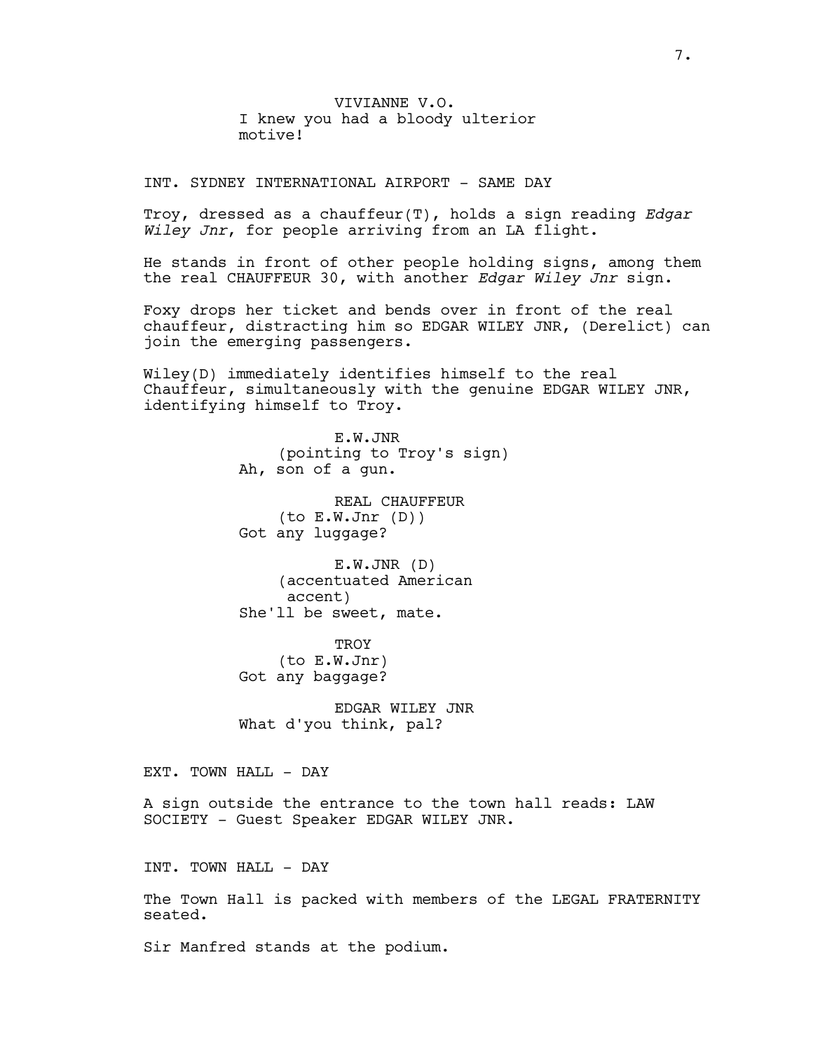VIVIANNE V.O.
I knew you had a bloody ulterior motive!

INT. SYDNEY INTERNATIONAL AIRPORT - SAME DAY

Troy, dressed as a chauffeur(T), holds a sign reading *Edgar Wiley Jnr*, for people arriving from an LA flight.

He stands in front of other people holding signs, among them the real CHAUFFEUR 30, with another *Edgar Wiley Jnr* sign.

Foxy drops her ticket and bends over in front of the real chauffeur, distracting him so EDGAR WILEY JNR, (Derelict) can join the emerging passengers.

Wiley(D) immediately identifies himself to the real Chauffeur, simultaneously with the genuine EDGAR WILEY JNR, identifying himself to Troy.

E.W.JNR
(pointing to Troy's sign)
Ah, son of a gun.

REAL CHAUFFEUR
(to E.W.Jnr (D))
Got any luggage?

E.W.JNR (D)
(accentuated American accent)
She'll be sweet, mate.

TROY
(to E.W.Jnr)
Got any baggage?

EDGAR WILEY JNR
What d'you think, pal?

EXT. TOWN HALL - DAY

A sign outside the entrance to the town hall reads: LAW SOCIETY - Guest Speaker EDGAR WILEY JNR.

INT. TOWN HALL - DAY

The Town Hall is packed with members of the LEGAL FRATERNITY seated.

Sir Manfred stands at the podium.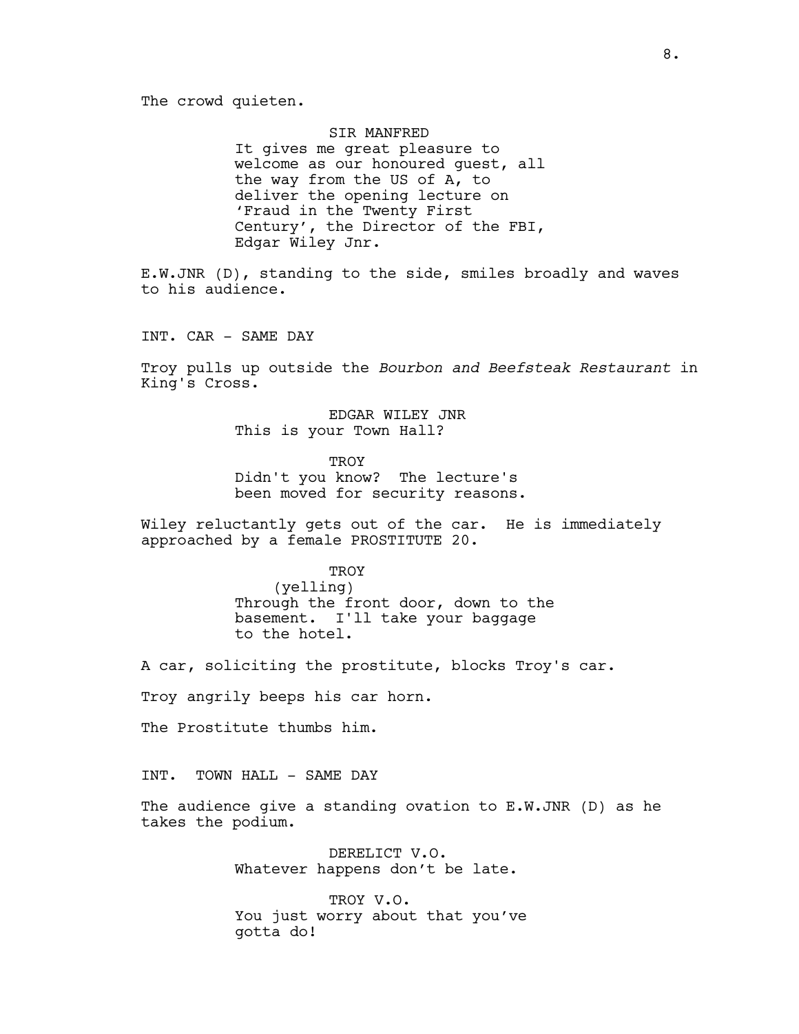The crowd quieten.

SIR MANFRED
It gives me great pleasure to welcome as our honoured guest, all the way from the US of A, to deliver the opening lecture on 'Fraud in the Twenty First Century', the Director of the FBI, Edgar Wiley Jnr.

E.W.JNR (D), standing to the side, smiles broadly and waves to his audience.

INT. CAR - SAME DAY

Troy pulls up outside the *Bourbon and Beefsteak Restaurant* in King's Cross.

EDGAR WILEY JNR
This is your Town Hall?

TROY
Didn't you know? The lecture's been moved for security reasons.

Wiley reluctantly gets out of the car. He is immediately approached by a female PROSTITUTE 20.

TROY
(yelling)
Through the front door, down to the basement. I'll take your baggage to the hotel.

A car, soliciting the prostitute, blocks Troy's car.

Troy angrily beeps his car horn.

The Prostitute thumbs him.

INT. TOWN HALL - SAME DAY

The audience give a standing ovation to E.W.JNR (D) as he takes the podium.

DERELICT V.O.
Whatever happens don't be late.

TROY V.O.
You just worry about that you've gotta do!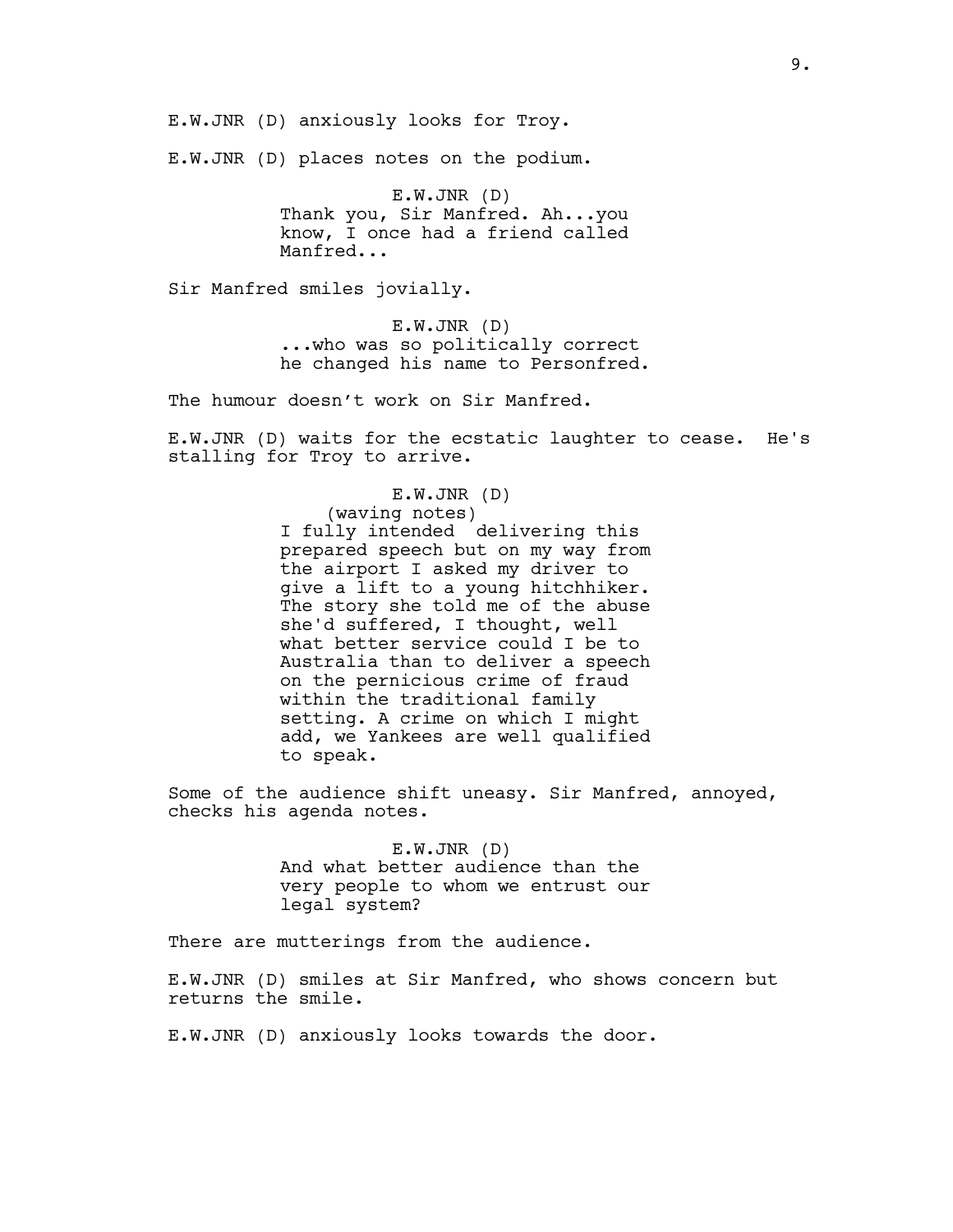E.W.JNR (D) anxiously looks for Troy.

E.W.JNR (D) places notes on the podium.

E.W.JNR (D)
Thank you, Sir Manfred. Ah...you know, I once had a friend called Manfred...

Sir Manfred smiles jovially.

E.W.JNR (D)
...who was so politically correct he changed his name to Personfred.

The humour doesn't work on Sir Manfred.

E.W.JNR (D) waits for the ecstatic laughter to cease. He's stalling for Troy to arrive.

E.W.JNR (D)
(waving notes)
I fully intended delivering this prepared speech but on my way from the airport I asked my driver to give a lift to a young hitchhiker. The story she told me of the abuse she'd suffered, I thought, well what better service could I be to Australia than to deliver a speech on the pernicious crime of fraud within the traditional family setting. A crime on which I might add, we Yankees are well qualified to speak.

Some of the audience shift uneasy. Sir Manfred, annoyed, checks his agenda notes.

E.W.JNR (D)
And what better audience than the very people to whom we entrust our legal system?

There are mutterings from the audience.

E.W.JNR (D) smiles at Sir Manfred, who shows concern but returns the smile.

E.W.JNR (D) anxiously looks towards the door.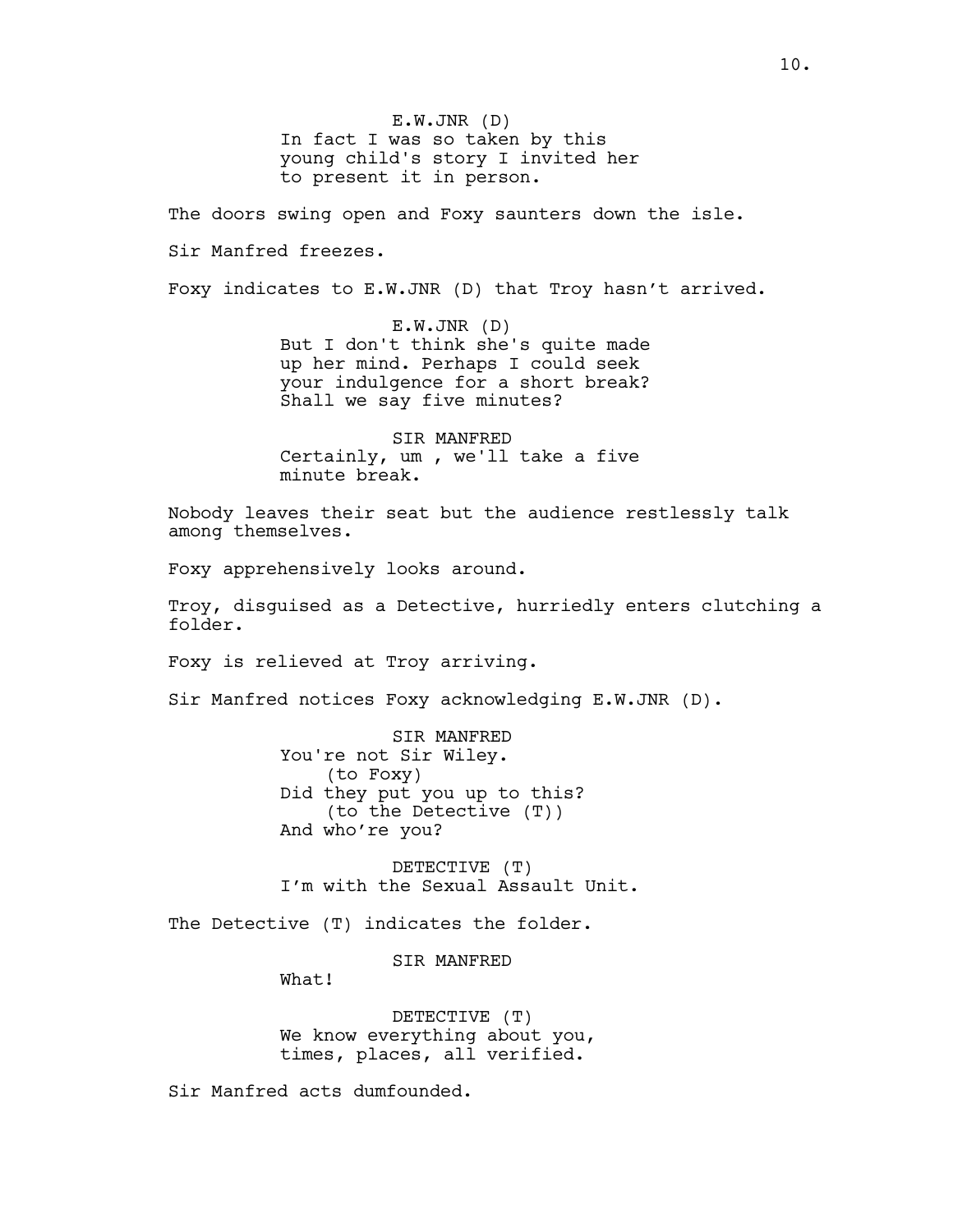E.W.JNR (D)
In fact I was so taken by this young child's story I invited her to present it in person.

The doors swing open and Foxy saunters down the isle.

Sir Manfred freezes.

Foxy indicates to E.W.JNR (D) that Troy hasn't arrived.

E.W.JNR (D)
But I don't think she's quite made up her mind. Perhaps I could seek your indulgence for a short break? Shall we say five minutes?

SIR MANFRED
Certainly, um , we'll take a five minute break.

Nobody leaves their seat but the audience restlessly talk among themselves.

Foxy apprehensively looks around.

Troy, disguised as a Detective, hurriedly enters clutching a folder.

Foxy is relieved at Troy arriving.

Sir Manfred notices Foxy acknowledging E.W.JNR (D).

SIR MANFRED
You're not Sir Wiley.
(to Foxy)
Did they put you up to this?
(to the Detective (T))
And who're you?

DETECTIVE (T)
I'm with the Sexual Assault Unit.

The Detective (T) indicates the folder.

SIR MANFRED
What!

DETECTIVE (T)
We know everything about you, times, places, all verified.

Sir Manfred acts dumfounded.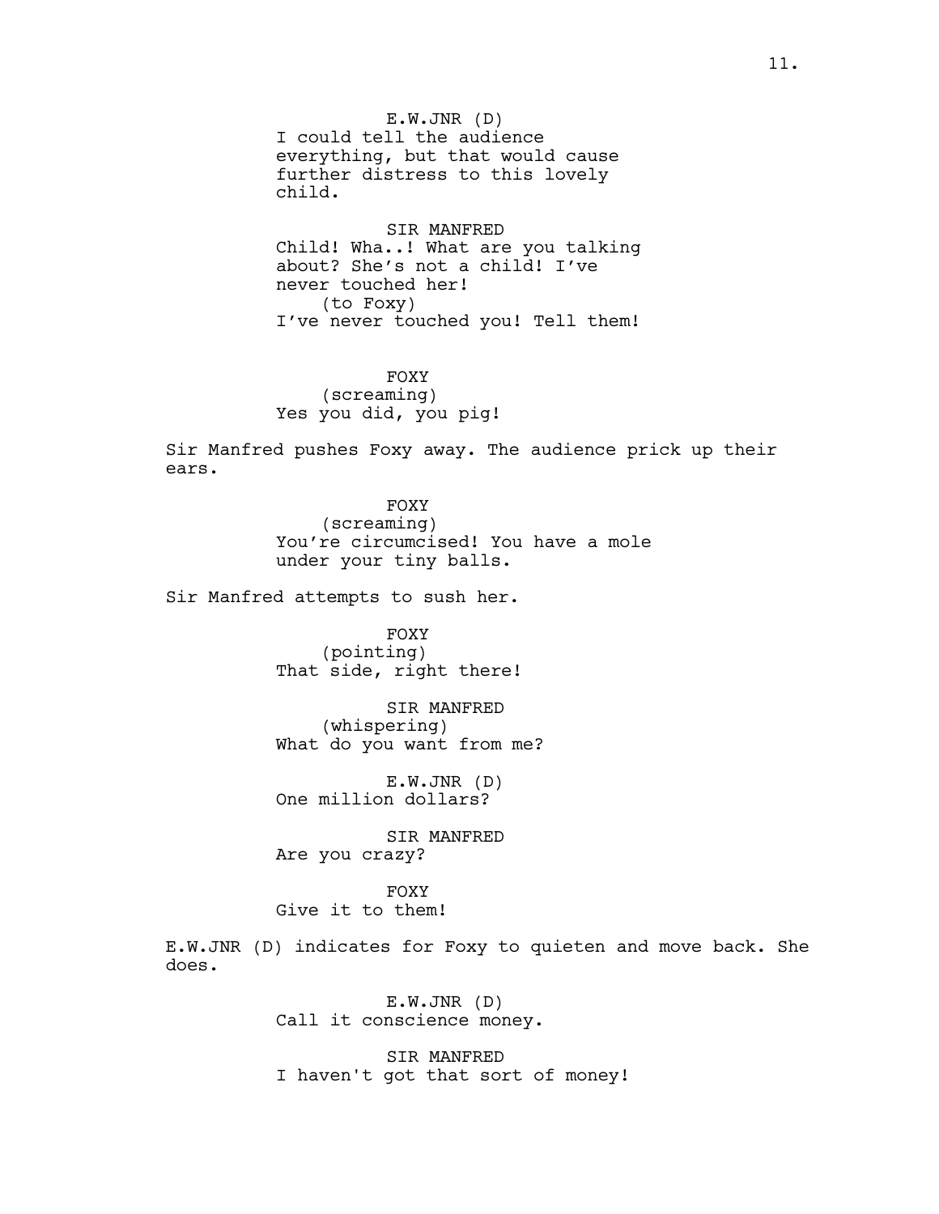E.W.JNR (D)
I could tell the audience everything, but that would cause further distress to this lovely child.

SIR MANFRED
Child! Wha..! What are you talking about? She's not a child! I've never touched her!
(to Foxy)
I've never touched you! Tell them!

FOXY
(screaming)
Yes you did, you pig!

Sir Manfred pushes Foxy away. The audience prick up their ears.

FOXY
(screaming)
You're circumcised! You have a mole under your tiny balls.

Sir Manfred attempts to sush her.

FOXY
(pointing)
That side, right there!

SIR MANFRED
(whispering)
What do you want from me?

E.W.JNR (D)
One million dollars?

SIR MANFRED
Are you crazy?

FOXY
Give it to them!

E.W.JNR (D) indicates for Foxy to quieten and move back. She does.

E.W.JNR (D)
Call it conscience money.

SIR MANFRED
I haven't got that sort of money!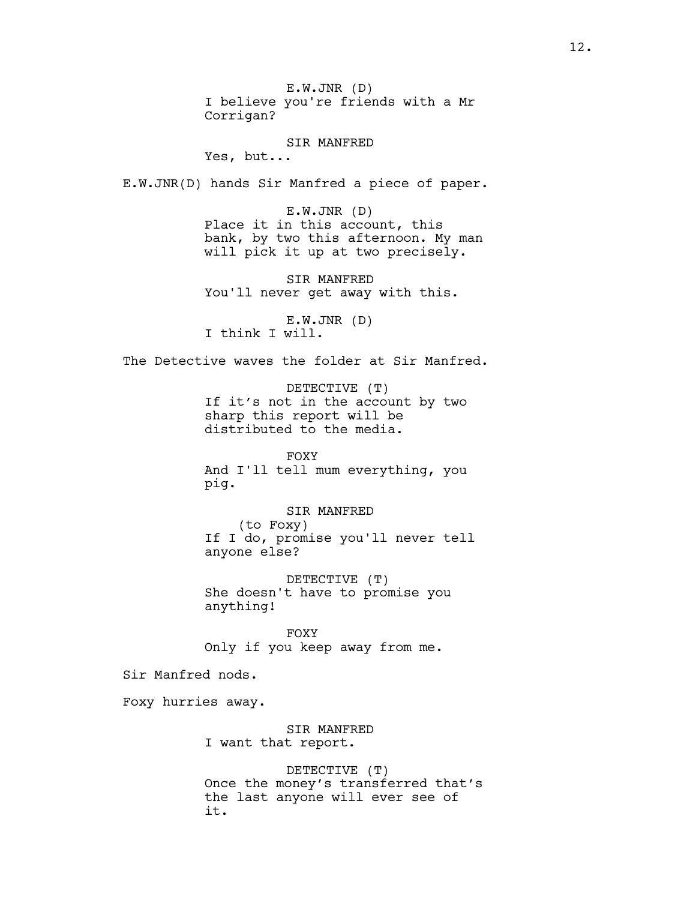E.W.JNR (D)
I believe you're friends with a Mr Corrigan?

SIR MANFRED
Yes, but...

E.W.JNR(D) hands Sir Manfred a piece of paper.

E.W.JNR (D)
Place it in this account, this bank, by two this afternoon. My man will pick it up at two precisely.

SIR MANFRED
You'll never get away with this.

E.W.JNR (D)
I think I will.

The Detective waves the folder at Sir Manfred.

DETECTIVE (T)
If it’s not in the account by two sharp this report will be distributed to the media.

FOXY
And I'll tell mum everything, you pig.

SIR MANFRED
(to Foxy)
If I do, promise you'll never tell anyone else?

DETECTIVE (T)
She doesn't have to promise you anything!

FOXY
Only if you keep away from me.

Sir Manfred nods.

Foxy hurries away.

SIR MANFRED
I want that report.

DETECTIVE (T)
Once the money’s transferred that’s the last anyone will ever see of it.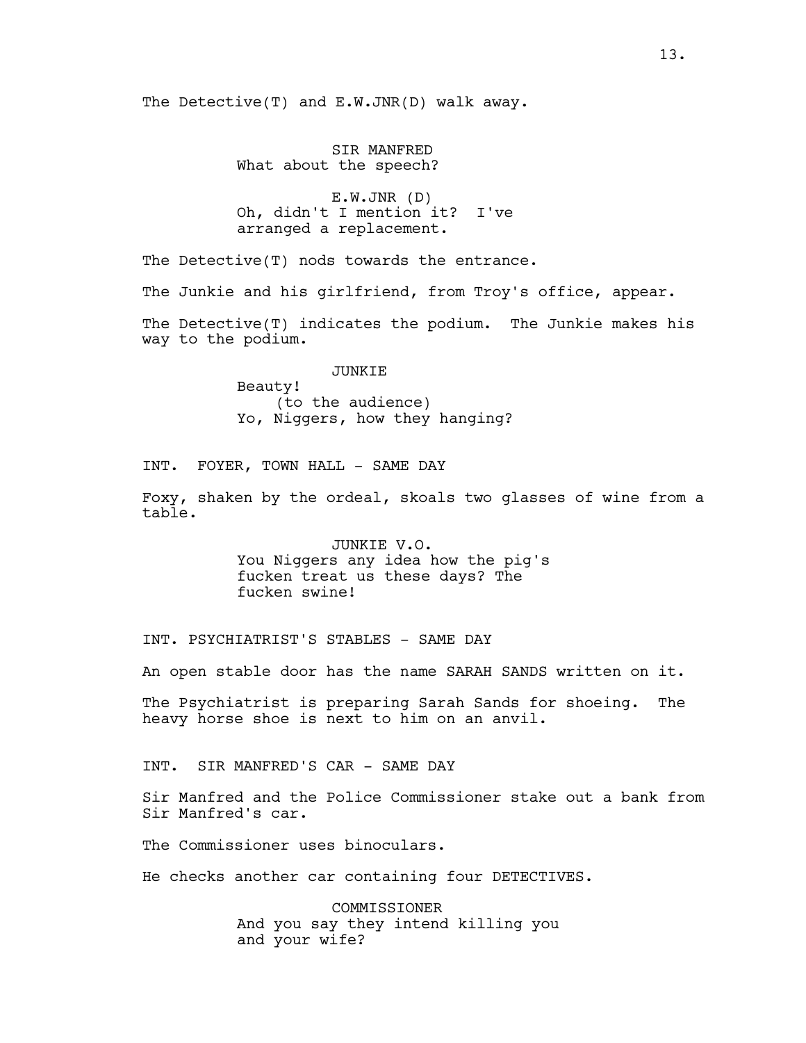The Detective(T) and E.W.JNR(D) walk away.

SIR MANFRED
What about the speech?

E.W.JNR (D)
Oh, didn't I mention it? I've arranged a replacement.

The Detective(T) nods towards the entrance.

The Junkie and his girlfriend, from Troy's office, appear.

The Detective(T) indicates the podium. The Junkie makes his way to the podium.

JUNKIE
Beauty!
(to the audience)
Yo, Niggers, how they hanging?

INT. FOYER, TOWN HALL - SAME DAY

Foxy, shaken by the ordeal, skoals two glasses of wine from a table.

JUNKIE V.O.
You Niggers any idea how the pig's fucken treat us these days? The fucken swine!

INT. PSYCHIATRIST'S STABLES - SAME DAY

An open stable door has the name SARAH SANDS written on it.

The Psychiatrist is preparing Sarah Sands for shoeing. The heavy horse shoe is next to him on an anvil.

INT. SIR MANFRED'S CAR - SAME DAY

Sir Manfred and the Police Commissioner stake out a bank from Sir Manfred's car.

The Commissioner uses binoculars.

He checks another car containing four DETECTIVES.

COMMISSIONER
And you say they intend killing you and your wife?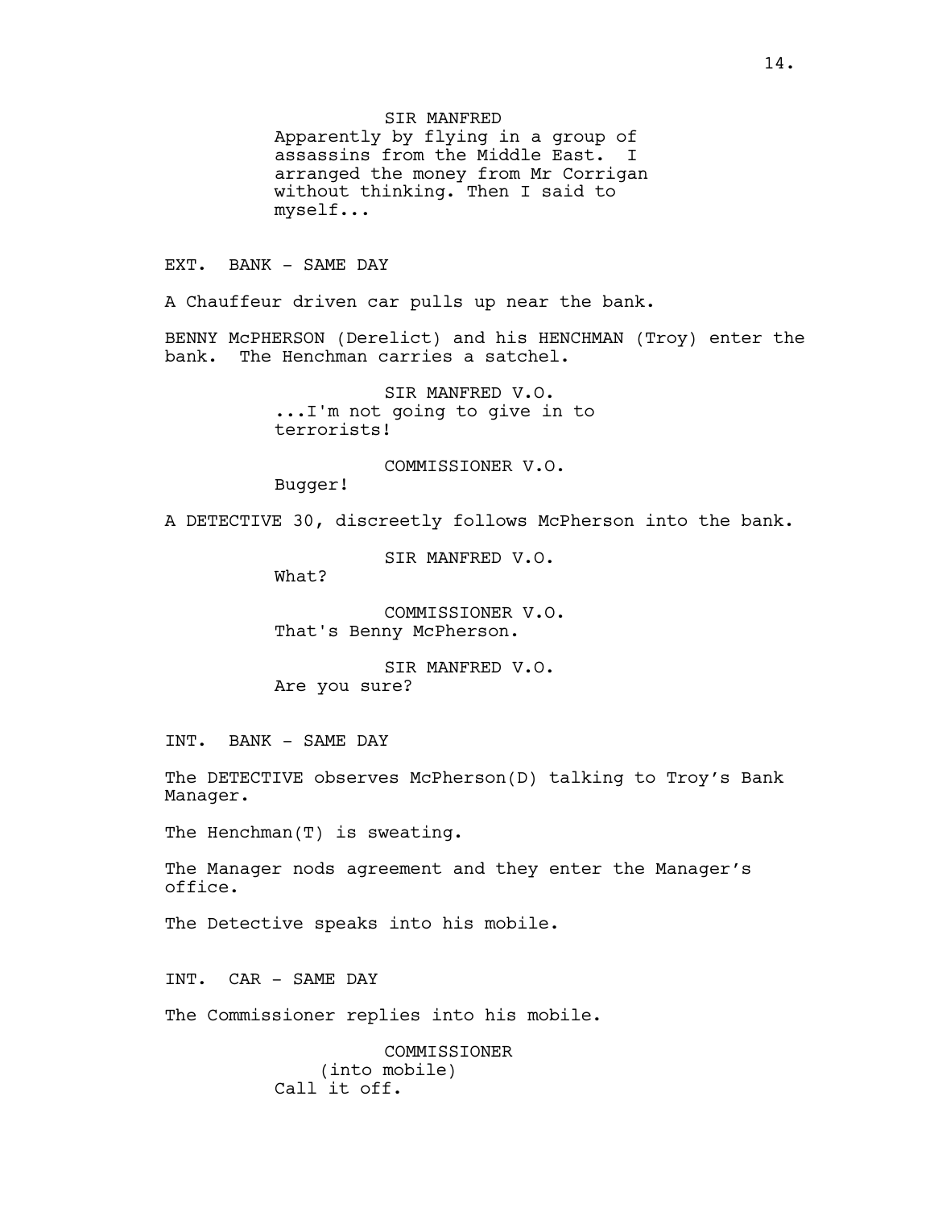SIR MANFRED
Apparently by flying in a group of assassins from the Middle East. I arranged the money from Mr Corrigan without thinking. Then I said to myself...

EXT. BANK - SAME DAY

A Chauffeur driven car pulls up near the bank.

BENNY McPHERSON (Derelict) and his HENCHMAN (Troy) enter the bank. The Henchman carries a satchel.

SIR MANFRED V.O.
...I'm not going to give in to terrorists!

COMMISSIONER V.O.
Bugger!

A DETECTIVE 30, discreetly follows McPherson into the bank.

SIR MANFRED V.O.
What?

COMMISSIONER V.O.
That's Benny McPherson.

SIR MANFRED V.O.
Are you sure?

INT. BANK - SAME DAY

The DETECTIVE observes McPherson(D) talking to Troy's Bank Manager.

The Henchman(T) is sweating.

The Manager nods agreement and they enter the Manager's office.

The Detective speaks into his mobile.

INT. CAR - SAME DAY

The Commissioner replies into his mobile.

COMMISSIONER
(into mobile)
Call it off.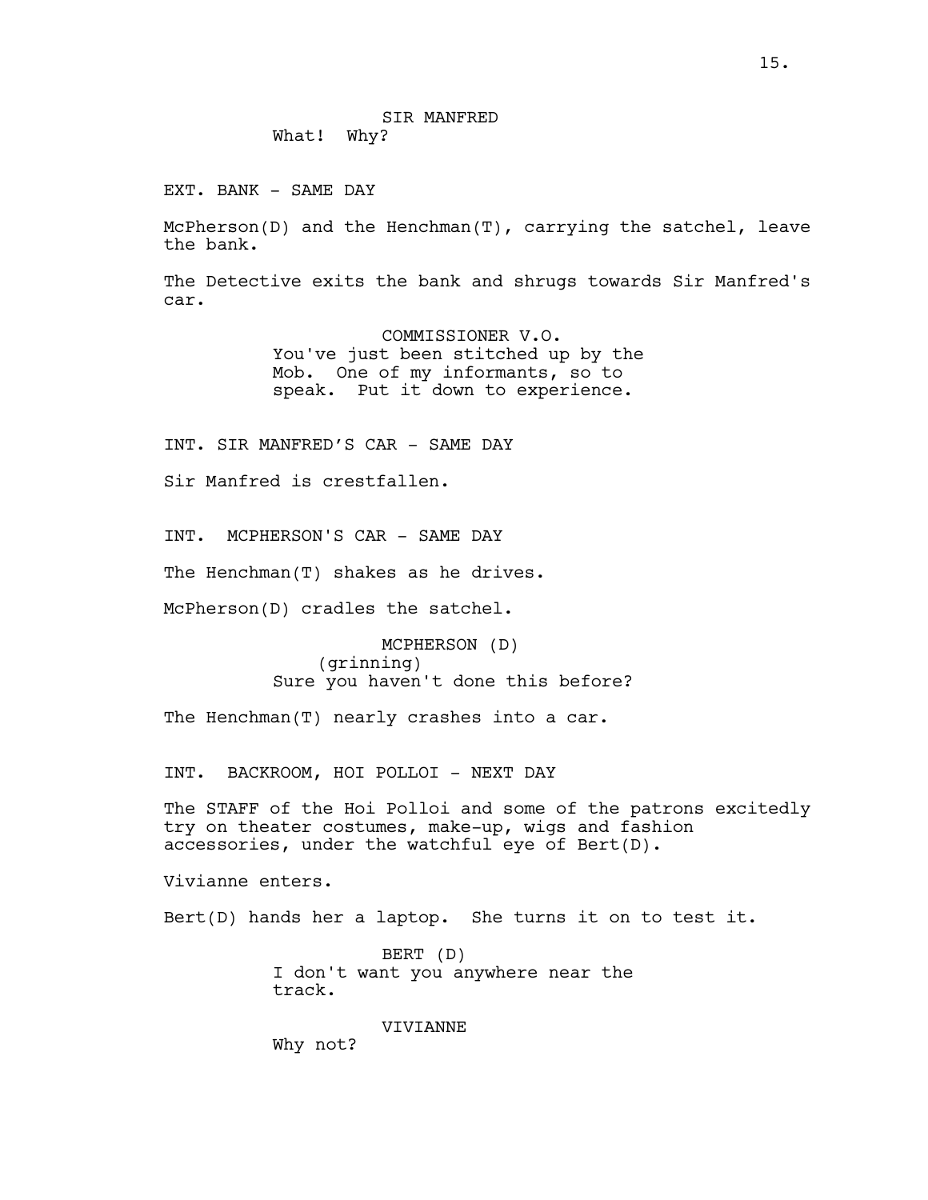SIR MANFRED
What!  Why?

EXT. BANK - SAME DAY

McPherson(D) and the Henchman(T), carrying the satchel, leave the bank.

The Detective exits the bank and shrugs towards Sir Manfred's car.

COMMISSIONER V.O.
You've just been stitched up by the Mob.  One of my informants, so to speak.  Put it down to experience.

INT. SIR MANFRED'S CAR - SAME DAY

Sir Manfred is crestfallen.

INT.  MCPHERSON'S CAR - SAME DAY

The Henchman(T) shakes as he drives.

McPherson(D) cradles the satchel.

MCPHERSON (D)
(grinning)
Sure you haven't done this before?

The Henchman(T) nearly crashes into a car.

INT.  BACKROOM, HOI POLLOI - NEXT DAY

The STAFF of the Hoi Polloi and some of the patrons excitedly try on theater costumes, make-up, wigs and fashion accessories, under the watchful eye of Bert(D).

Vivianne enters.

Bert(D) hands her a laptop.  She turns it on to test it.

BERT (D)
I don't want you anywhere near the track.

VIVIANNE
Why not?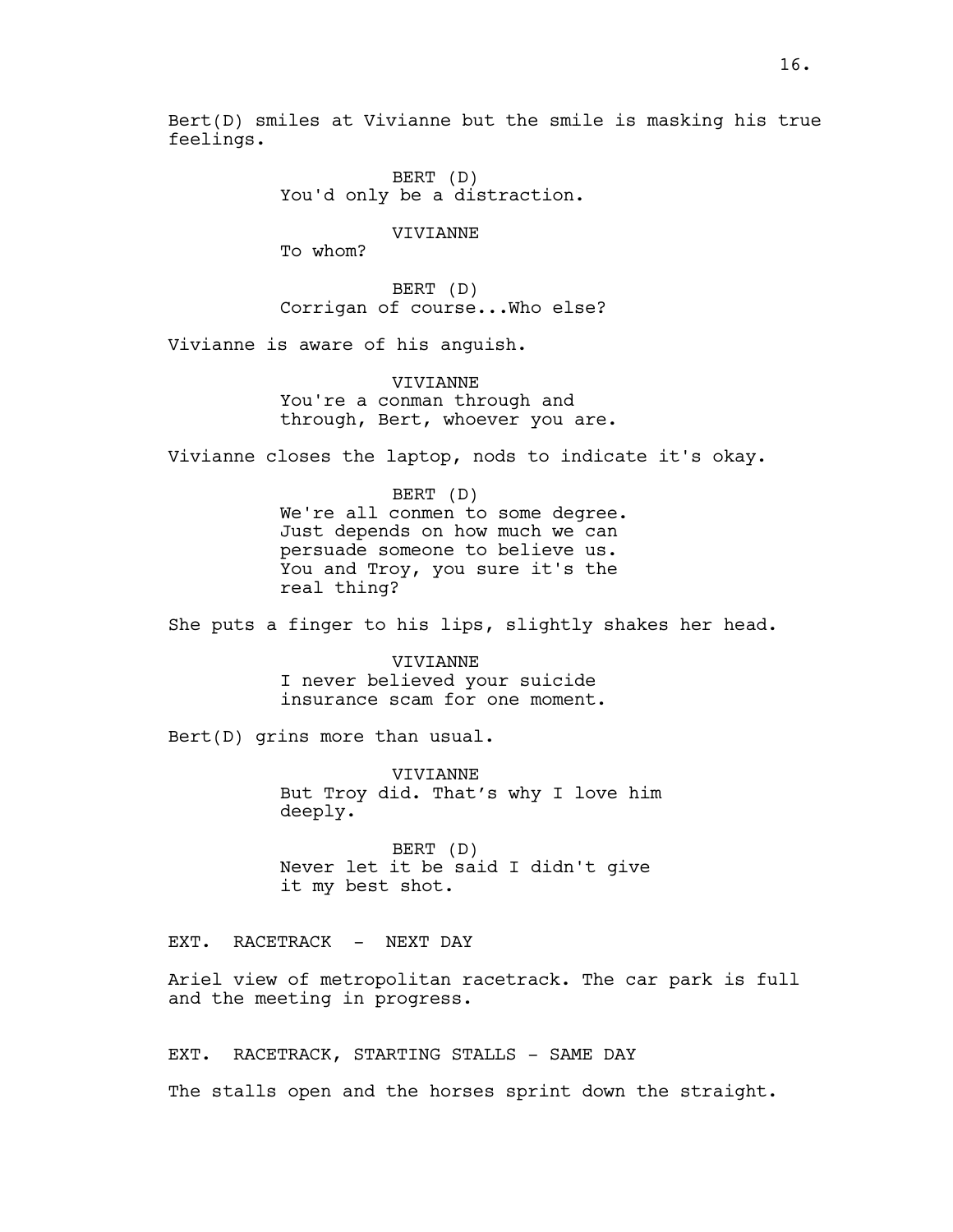Bert(D) smiles at Vivianne but the smile is masking his true feelings.

BERT (D)
You'd only be a distraction.

VIVIANNE
To whom?

BERT (D)
Corrigan of course...Who else?

Vivianne is aware of his anguish.

VIVIANNE
You're a conman through and through, Bert, whoever you are.

Vivianne closes the laptop, nods to indicate it's okay.

BERT (D)
We're all conmen to some degree. Just depends on how much we can persuade someone to believe us. You and Troy, you sure it's the real thing?

She puts a finger to his lips, slightly shakes her head.

VIVIANNE
I never believed your suicide insurance scam for one moment.

Bert(D) grins more than usual.

VIVIANNE
But Troy did. That’s why I love him deeply.

BERT (D)
Never let it be said I didn't give it my best shot.

EXT. RACETRACK - NEXT DAY

Ariel view of metropolitan racetrack. The car park is full and the meeting in progress.

EXT. RACETRACK, STARTING STALLS - SAME DAY

The stalls open and the horses sprint down the straight.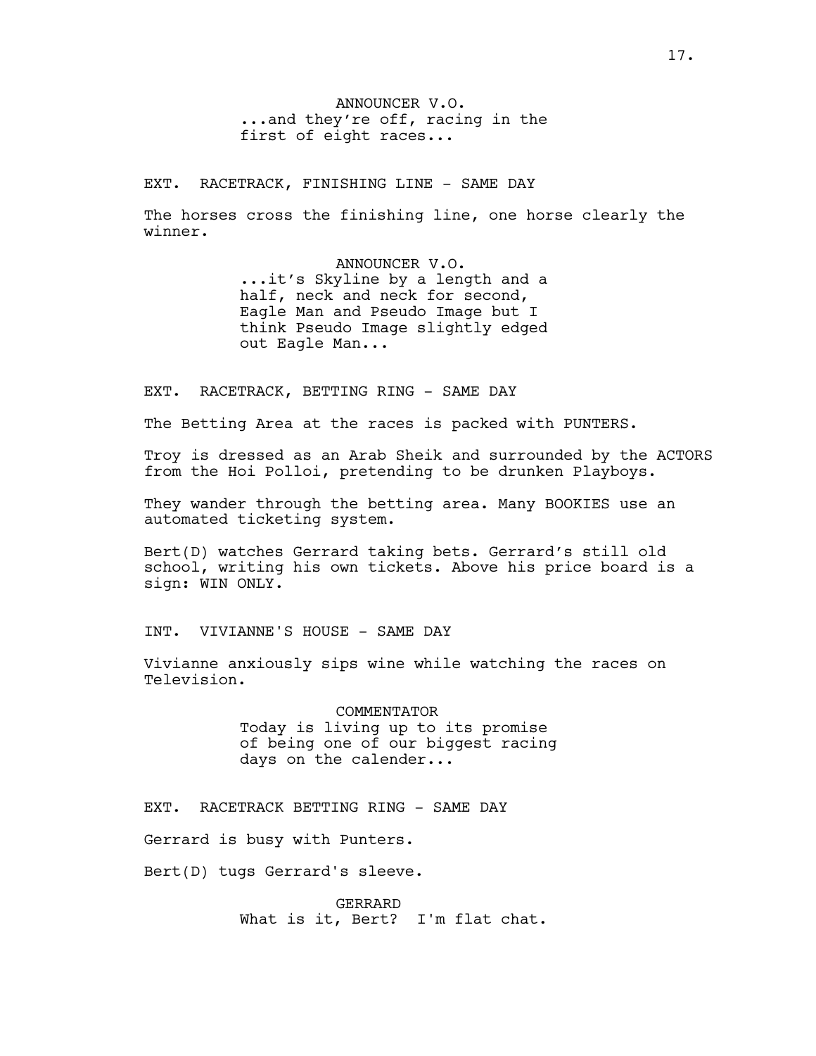ANNOUNCER V.O.
...and they're off, racing in the first of eight races...

EXT. RACETRACK, FINISHING LINE - SAME DAY

The horses cross the finishing line, one horse clearly the winner.

ANNOUNCER V.O.
...it's Skyline by a length and a half, neck and neck for second, Eagle Man and Pseudo Image but I think Pseudo Image slightly edged out Eagle Man...

EXT. RACETRACK, BETTING RING - SAME DAY

The Betting Area at the races is packed with PUNTERS.

Troy is dressed as an Arab Sheik and surrounded by the ACTORS from the Hoi Polloi, pretending to be drunken Playboys.

They wander through the betting area. Many BOOKIES use an automated ticketing system.

Bert(D) watches Gerrard taking bets. Gerrard's still old school, writing his own tickets. Above his price board is a sign: WIN ONLY.

INT. VIVIANNE'S HOUSE - SAME DAY

Vivianne anxiously sips wine while watching the races on Television.

COMMENTATOR
Today is living up to its promise of being one of our biggest racing days on the calender...

EXT. RACETRACK BETTING RING - SAME DAY

Gerrard is busy with Punters.

Bert(D) tugs Gerrard's sleeve.

GERRARD
What is it, Bert? I'm flat chat.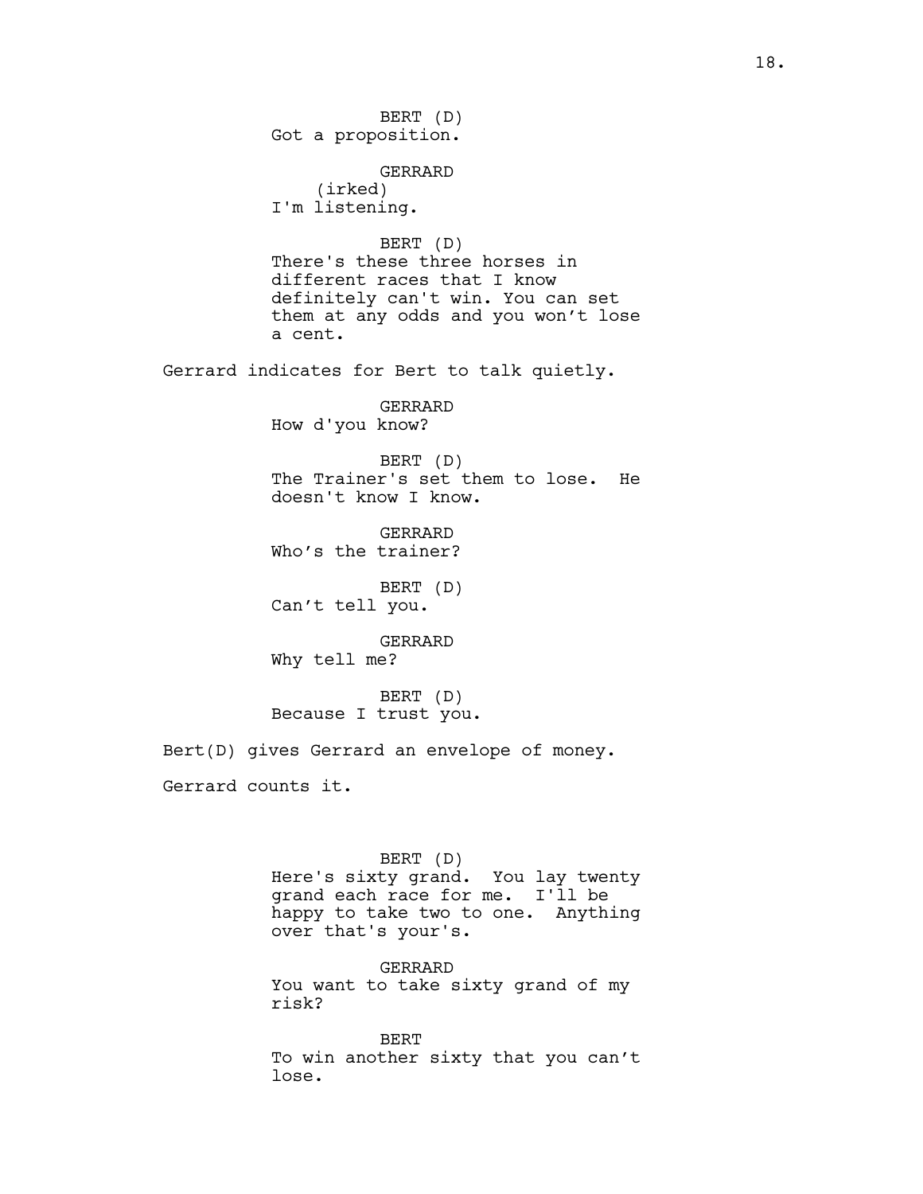BERT (D)
Got a proposition.

GERRARD
(irked)
I'm listening.

BERT (D)
There's these three horses in different races that I know definitely can't win. You can set them at any odds and you won't lose a cent.

Gerrard indicates for Bert to talk quietly.

GERRARD
How d'you know?

BERT (D)
The Trainer's set them to lose. He doesn't know I know.

GERRARD
Who's the trainer?

BERT (D)
Can't tell you.

GERRARD
Why tell me?

BERT (D)
Because I trust you.

Bert(D) gives Gerrard an envelope of money.

Gerrard counts it.

BERT (D)
Here's sixty grand. You lay twenty grand each race for me. I'll be happy to take two to one. Anything over that's your's.

GERRARD
You want to take sixty grand of my risk?

BERT
To win another sixty that you can't lose.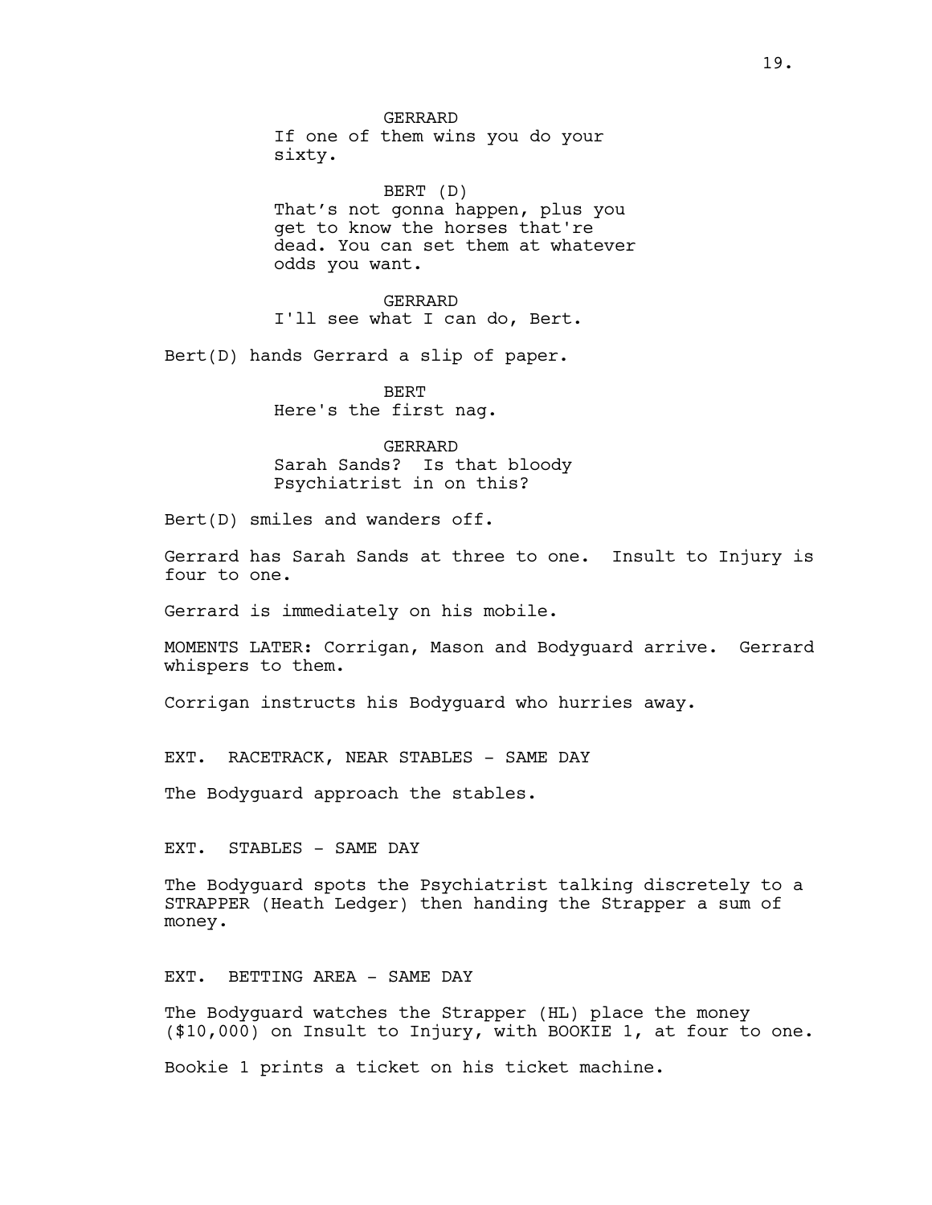GERRARD
If one of them wins you do your sixty.

BERT (D)
That's not gonna happen, plus you get to know the horses that're dead. You can set them at whatever odds you want.

GERRARD
I'll see what I can do, Bert.

Bert(D) hands Gerrard a slip of paper.

BERT
Here's the first nag.

GERRARD
Sarah Sands? Is that bloody Psychiatrist in on this?

Bert(D) smiles and wanders off.

Gerrard has Sarah Sands at three to one. Insult to Injury is four to one.

Gerrard is immediately on his mobile.

MOMENTS LATER: Corrigan, Mason and Bodyguard arrive. Gerrard whispers to them.

Corrigan instructs his Bodyguard who hurries away.

EXT. RACETRACK, NEAR STABLES - SAME DAY

The Bodyguard approach the stables.

EXT. STABLES - SAME DAY

The Bodyguard spots the Psychiatrist talking discretely to a STRAPPER (Heath Ledger) then handing the Strapper a sum of money.

EXT. BETTING AREA - SAME DAY

The Bodyguard watches the Strapper (HL) place the money ($10,000) on Insult to Injury, with BOOKIE 1, at four to one.

Bookie 1 prints a ticket on his ticket machine.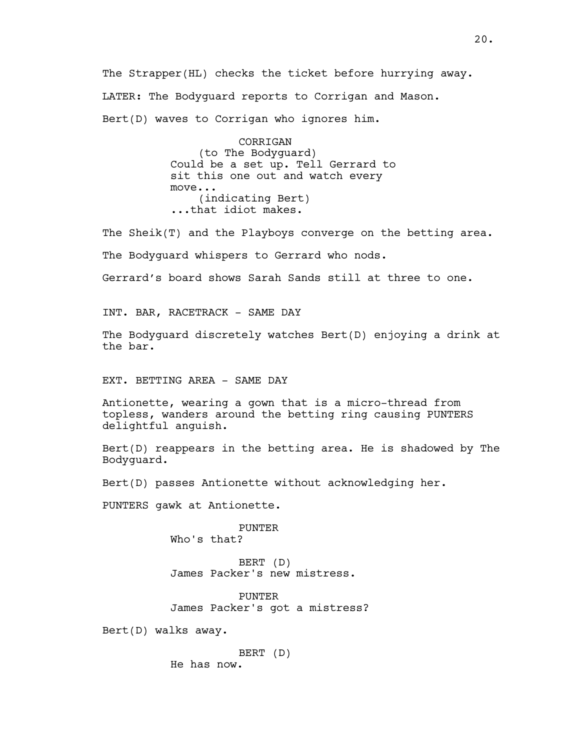The Strapper(HL) checks the ticket before hurrying away.

LATER: The Bodyguard reports to Corrigan and Mason.

Bert(D) waves to Corrigan who ignores him.

CORRIGAN
(to The Bodyguard)
Could be a set up. Tell Gerrard to sit this one out and watch every move...
(indicating Bert)
...that idiot makes.

The Sheik(T) and the Playboys converge on the betting area.

The Bodyguard whispers to Gerrard who nods.

Gerrard's board shows Sarah Sands still at three to one.

INT. BAR, RACETRACK - SAME DAY

The Bodyguard discretely watches Bert(D) enjoying a drink at the bar.

EXT. BETTING AREA - SAME DAY

Antionette, wearing a gown that is a micro-thread from topless, wanders around the betting ring causing PUNTERS delightful anguish.

Bert(D) reappears in the betting area. He is shadowed by The Bodyguard.

Bert(D) passes Antionette without acknowledging her.

PUNTERS gawk at Antionette.

PUNTER
Who's that?

BERT (D)
James Packer's new mistress.

PUNTER
James Packer's got a mistress?

Bert(D) walks away.

BERT (D)
He has now.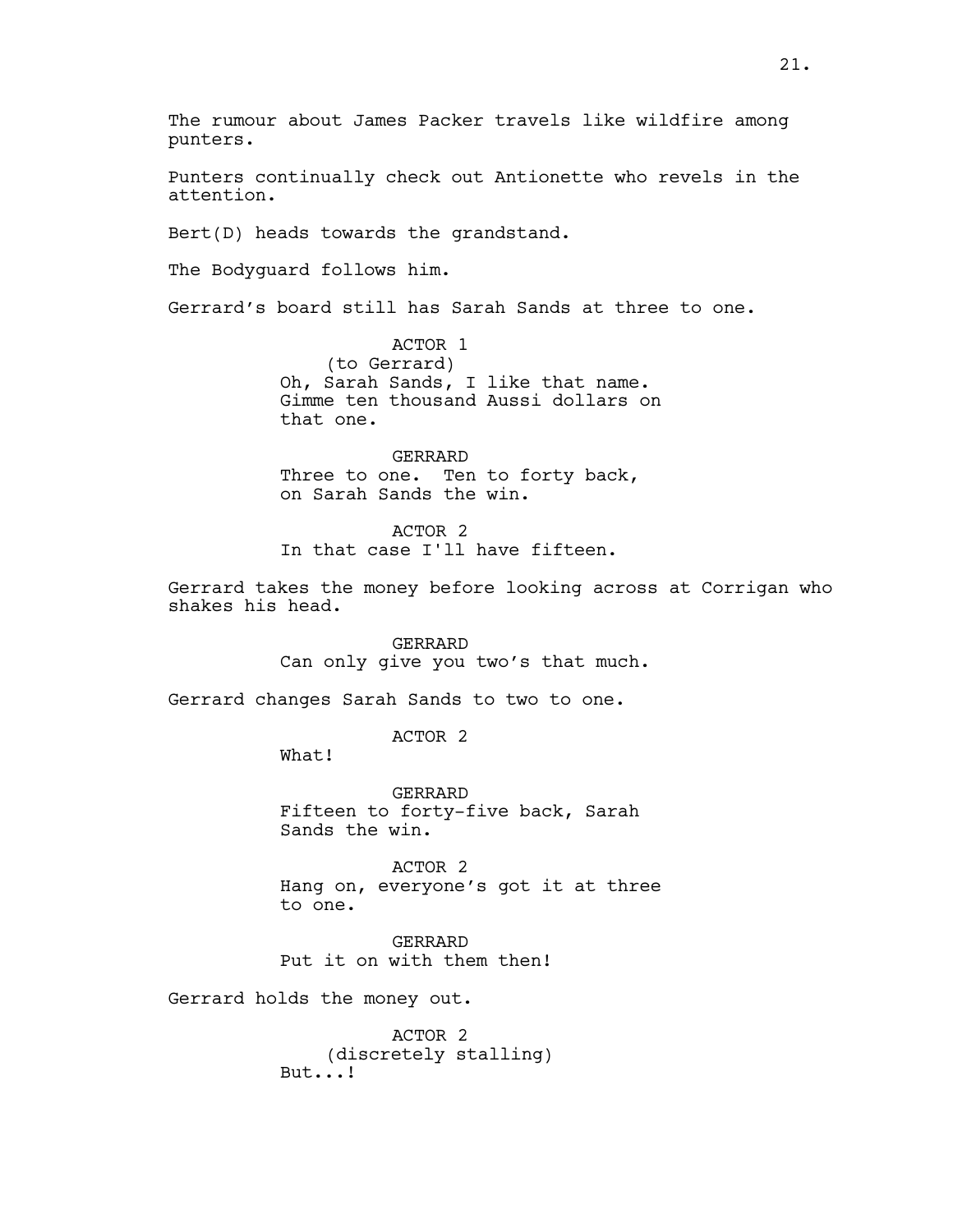The rumour about James Packer travels like wildfire among punters.

Punters continually check out Antionette who revels in the attention.

Bert(D) heads towards the grandstand.

The Bodyguard follows him.

Gerrard's board still has Sarah Sands at three to one.

ACTOR 1
(to Gerrard)
Oh, Sarah Sands, I like that name. Gimme ten thousand Aussi dollars on that one.

GERRARD
Three to one. Ten to forty back, on Sarah Sands the win.

ACTOR 2
In that case I'll have fifteen.

Gerrard takes the money before looking across at Corrigan who shakes his head.

GERRARD
Can only give you two's that much.

Gerrard changes Sarah Sands to two to one.

ACTOR 2
What!

GERRARD
Fifteen to forty-five back, Sarah Sands the win.

ACTOR 2
Hang on, everyone's got it at three to one.

GERRARD
Put it on with them then!

Gerrard holds the money out.

ACTOR 2
(discretely stalling)
But...!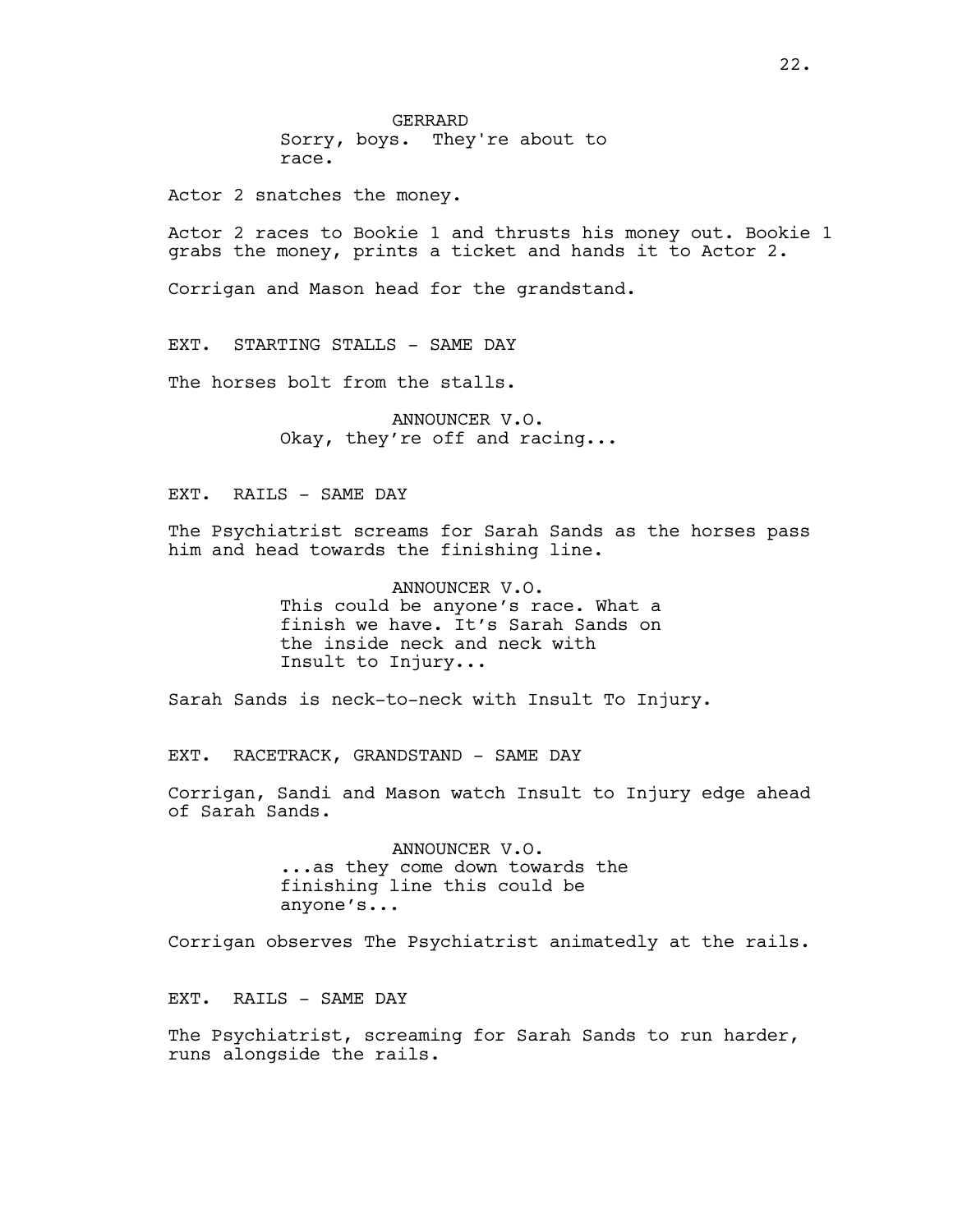GERRARD
Sorry, boys. They're about to race.

Actor 2 snatches the money.

Actor 2 races to Bookie 1 and thrusts his money out. Bookie 1 grabs the money, prints a ticket and hands it to Actor 2.

Corrigan and Mason head for the grandstand.

EXT. STARTING STALLS - SAME DAY

The horses bolt from the stalls.

ANNOUNCER V.O.
Okay, they're off and racing...

EXT. RAILS - SAME DAY

The Psychiatrist screams for Sarah Sands as the horses pass him and head towards the finishing line.

ANNOUNCER V.O.
This could be anyone's race. What a finish we have. It's Sarah Sands on the inside neck and neck with Insult to Injury...

Sarah Sands is neck-to-neck with Insult To Injury.

EXT. RACETRACK, GRANDSTAND - SAME DAY

Corrigan, Sandi and Mason watch Insult to Injury edge ahead of Sarah Sands.

ANNOUNCER V.O.
...as they come down towards the finishing line this could be anyone's...

Corrigan observes The Psychiatrist animatedly at the rails.

EXT. RAILS - SAME DAY

The Psychiatrist, screaming for Sarah Sands to run harder, runs alongside the rails.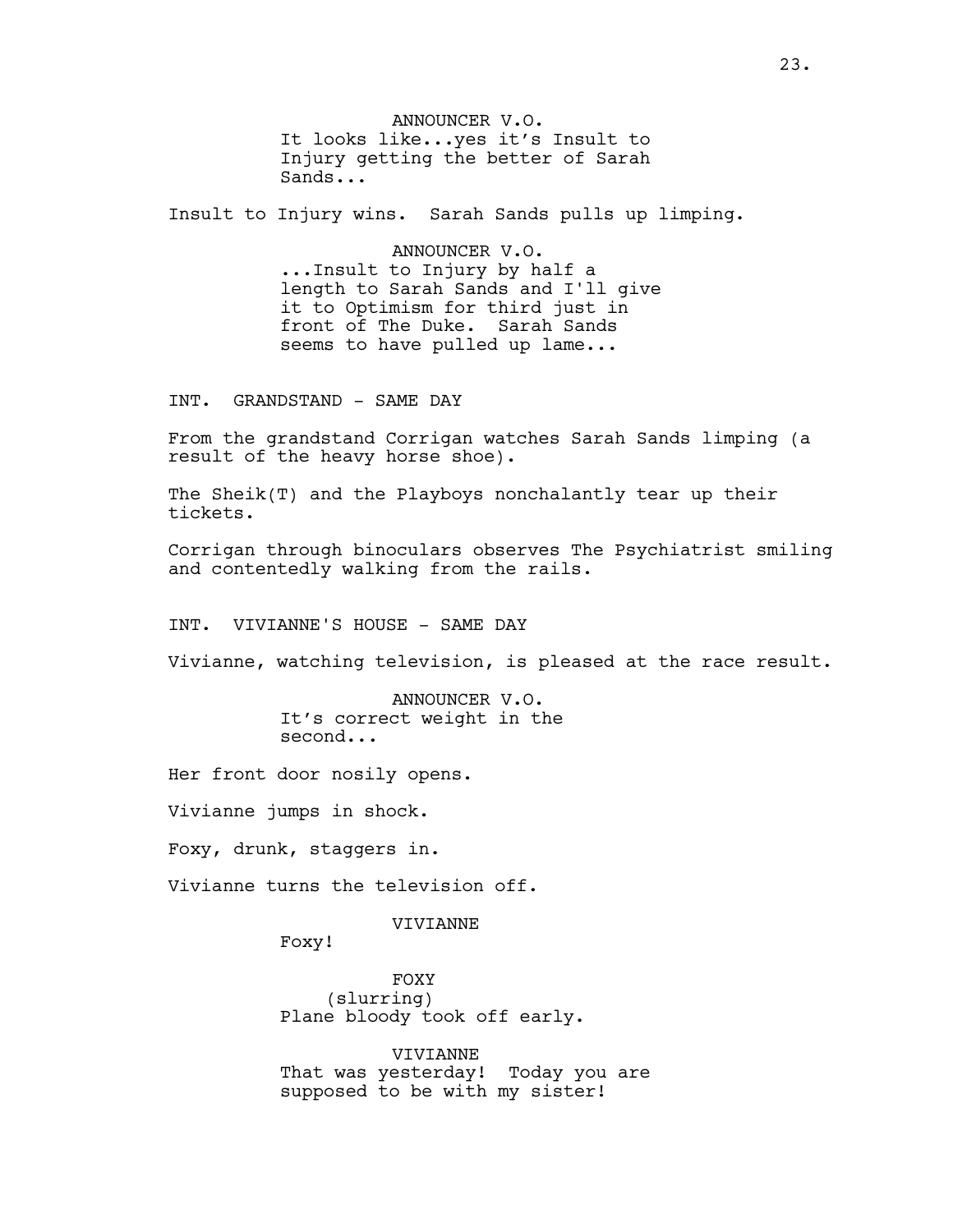ANNOUNCER V.O.
It looks like...yes it's Insult to Injury getting the better of Sarah Sands...

Insult to Injury wins. Sarah Sands pulls up limping.

ANNOUNCER V.O.
...Insult to Injury by half a length to Sarah Sands and I'll give it to Optimism for third just in front of The Duke. Sarah Sands seems to have pulled up lame...

INT. GRANDSTAND - SAME DAY

From the grandstand Corrigan watches Sarah Sands limping (a result of the heavy horse shoe).

The Sheik(T) and the Playboys nonchalantly tear up their tickets.

Corrigan through binoculars observes The Psychiatrist smiling and contentedly walking from the rails.

INT. VIVIANNE'S HOUSE - SAME DAY

Vivianne, watching television, is pleased at the race result.

ANNOUNCER V.O.
It's correct weight in the second...

Her front door nosily opens.

Vivianne jumps in shock.

Foxy, drunk, staggers in.

Vivianne turns the television off.

VIVIANNE
Foxy!

FOXY
(slurring)
Plane bloody took off early.

VIVIANNE
That was yesterday! Today you are supposed to be with my sister!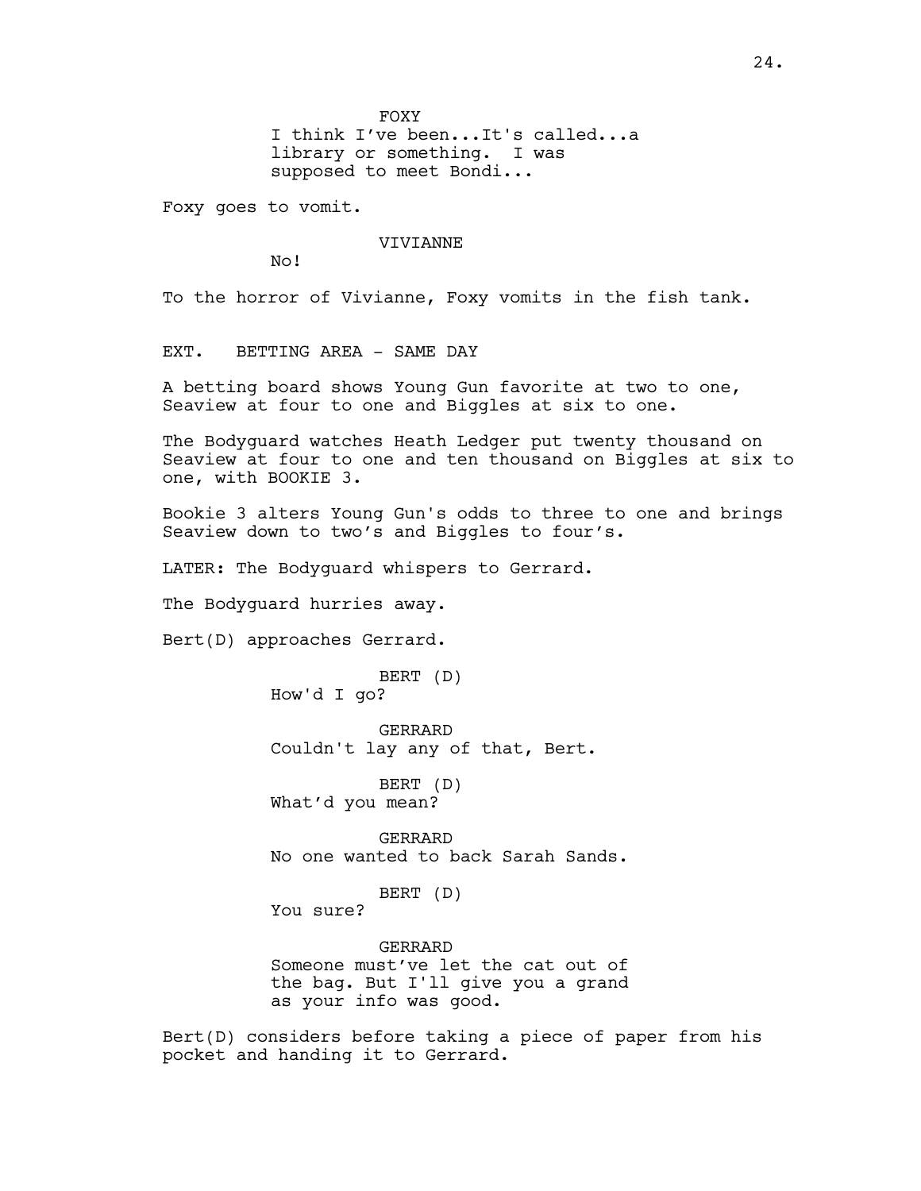FOXY
I think I've been...It's called...a library or something. I was supposed to meet Bondi...

Foxy goes to vomit.

VIVIANNE
No!

To the horror of Vivianne, Foxy vomits in the fish tank.

EXT. BETTING AREA - SAME DAY

A betting board shows Young Gun favorite at two to one, Seaview at four to one and Biggles at six to one.

The Bodyguard watches Heath Ledger put twenty thousand on Seaview at four to one and ten thousand on Biggles at six to one, with BOOKIE 3.

Bookie 3 alters Young Gun's odds to three to one and brings Seaview down to two's and Biggles to four's.

LATER: The Bodyguard whispers to Gerrard.

The Bodyguard hurries away.

Bert(D) approaches Gerrard.

BERT (D)
How'd I go?

GERRARD
Couldn't lay any of that, Bert.

BERT (D)
What'd you mean?

GERRARD
No one wanted to back Sarah Sands.

BERT (D)
You sure?

GERRARD
Someone must've let the cat out of the bag. But I'll give you a grand as your info was good.

Bert(D) considers before taking a piece of paper from his pocket and handing it to Gerrard.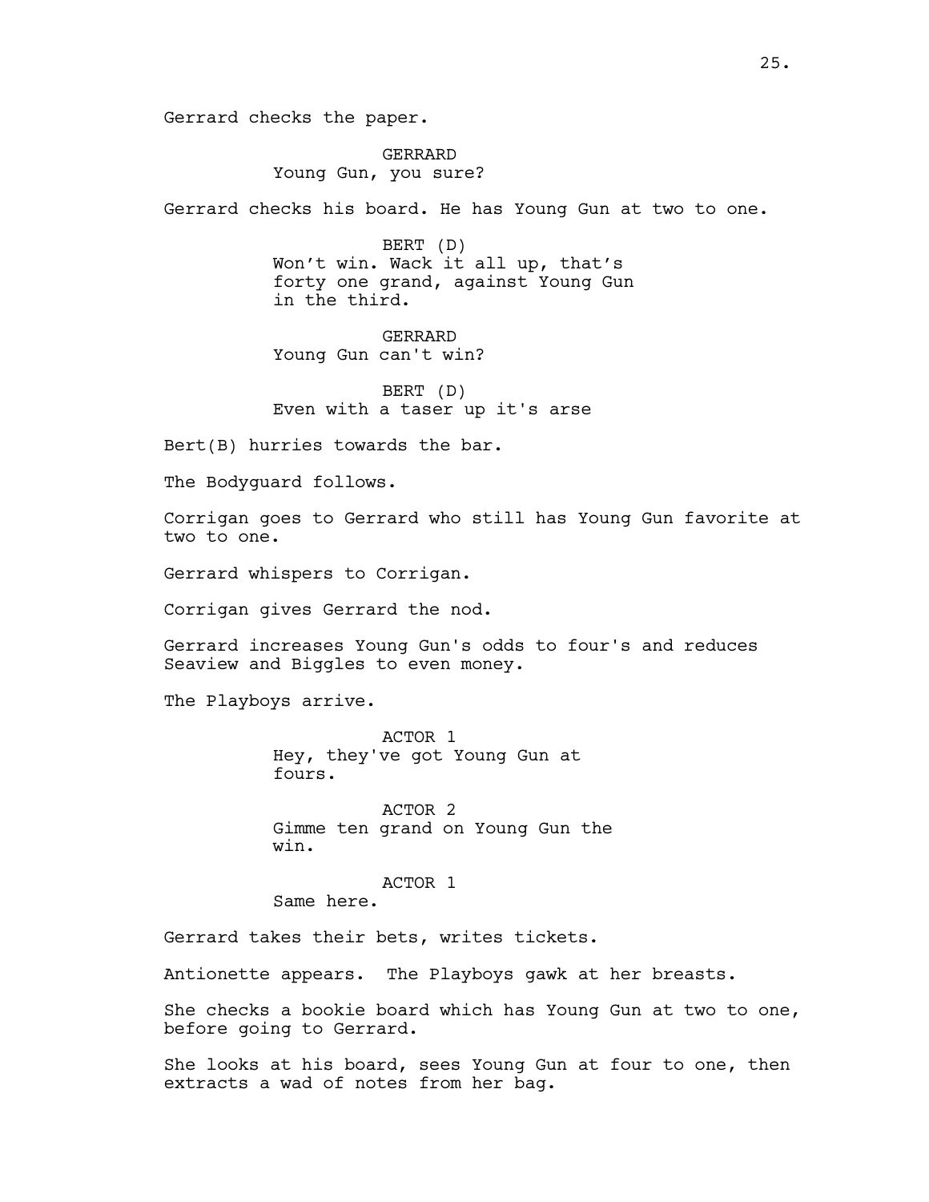Gerrard checks the paper.

GERRARD
Young Gun, you sure?

Gerrard checks his board. He has Young Gun at two to one.

BERT (D)
Won't win. Wack it all up, that's forty one grand, against Young Gun in the third.

GERRARD
Young Gun can't win?

BERT (D)
Even with a taser up it's arse

Bert(B) hurries towards the bar.

The Bodyguard follows.

Corrigan goes to Gerrard who still has Young Gun favorite at two to one.

Gerrard whispers to Corrigan.

Corrigan gives Gerrard the nod.

Gerrard increases Young Gun's odds to four's and reduces Seaview and Biggles to even money.

The Playboys arrive.

ACTOR 1
Hey, they've got Young Gun at fours.

ACTOR 2
Gimme ten grand on Young Gun the win.

ACTOR 1
Same here.

Gerrard takes their bets, writes tickets.

Antionette appears. The Playboys gawk at her breasts.

She checks a bookie board which has Young Gun at two to one, before going to Gerrard.

She looks at his board, sees Young Gun at four to one, then extracts a wad of notes from her bag.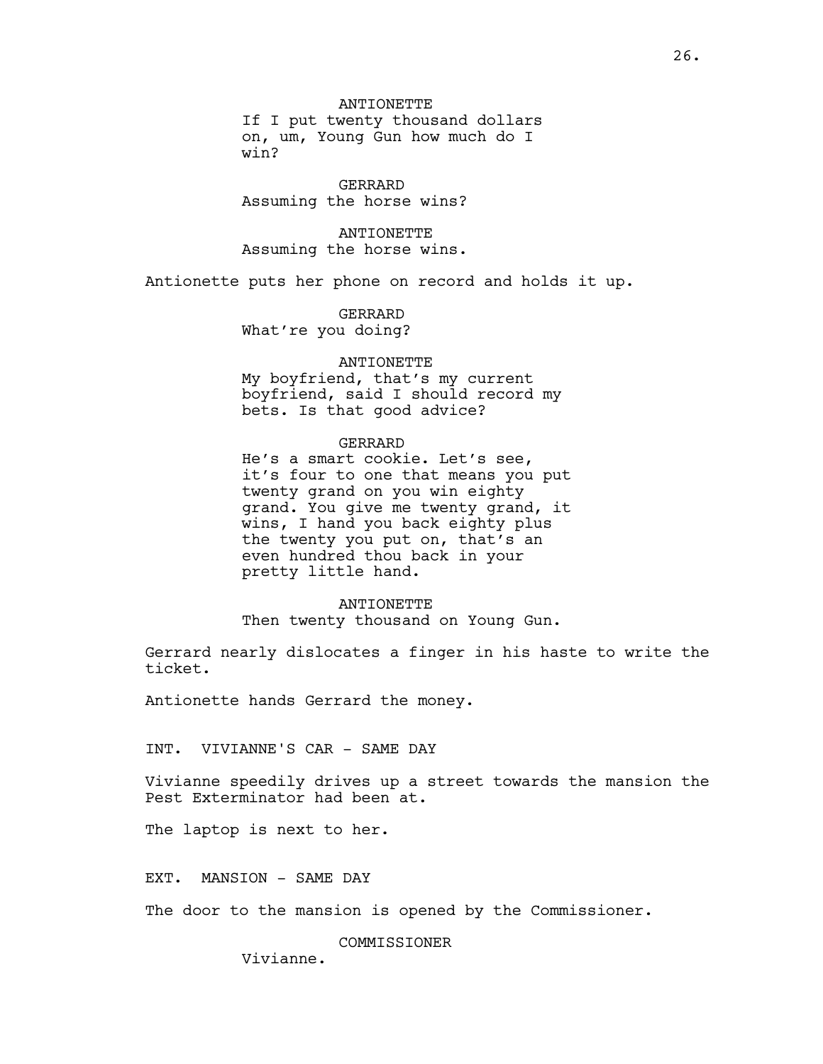ANTIONETTE
If I put twenty thousand dollars on, um, Young Gun how much do I win?

GERRARD
Assuming the horse wins?

ANTIONETTE
Assuming the horse wins.

Antionette puts her phone on record and holds it up.

GERRARD
What're you doing?

ANTIONETTE
My boyfriend, that's my current boyfriend, said I should record my bets. Is that good advice?

GERRARD
He's a smart cookie. Let's see, it's four to one that means you put twenty grand on you win eighty grand. You give me twenty grand, it wins, I hand you back eighty plus the twenty you put on, that's an even hundred thou back in your pretty little hand.

ANTIONETTE
Then twenty thousand on Young Gun.

Gerrard nearly dislocates a finger in his haste to write the ticket.

Antionette hands Gerrard the money.

INT. VIVIANNE'S CAR - SAME DAY

Vivianne speedily drives up a street towards the mansion the Pest Exterminator had been at.

The laptop is next to her.

EXT. MANSION - SAME DAY

The door to the mansion is opened by the Commissioner.

COMMISSIONER
Vivianne.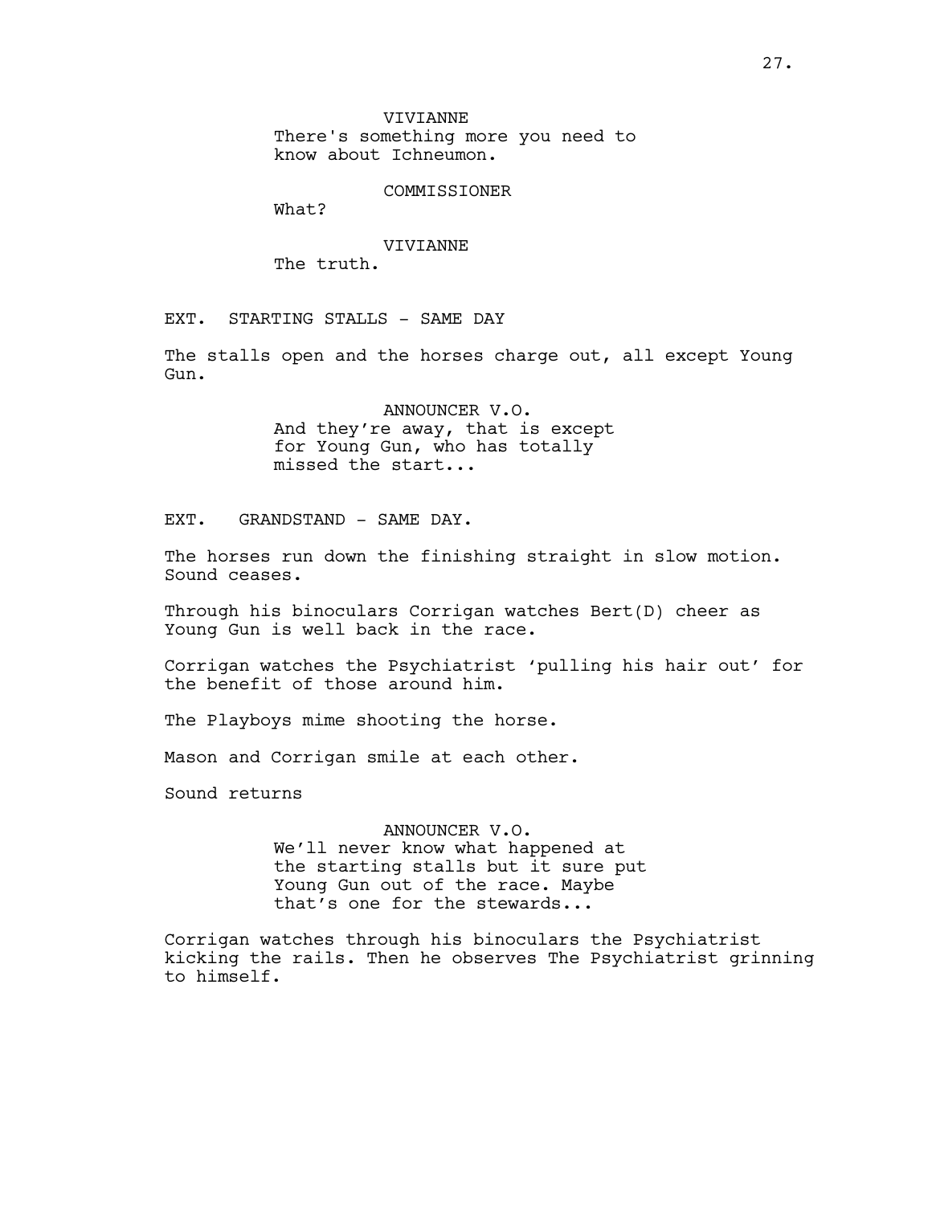VIVIANNE
There's something more you need to know about Ichneumon.

COMMISSIONER
What?

VIVIANNE
The truth.

EXT. STARTING STALLS - SAME DAY

The stalls open and the horses charge out, all except Young Gun.

ANNOUNCER V.O.
And they're away, that is except for Young Gun, who has totally missed the start...

EXT. GRANDSTAND - SAME DAY.

The horses run down the finishing straight in slow motion. Sound ceases.

Through his binoculars Corrigan watches Bert(D) cheer as Young Gun is well back in the race.

Corrigan watches the Psychiatrist 'pulling his hair out' for the benefit of those around him.

The Playboys mime shooting the horse.

Mason and Corrigan smile at each other.

Sound returns

ANNOUNCER V.O.
We'll never know what happened at the starting stalls but it sure put Young Gun out of the race. Maybe that's one for the stewards...

Corrigan watches through his binoculars the Psychiatrist kicking the rails. Then he observes The Psychiatrist grinning to himself.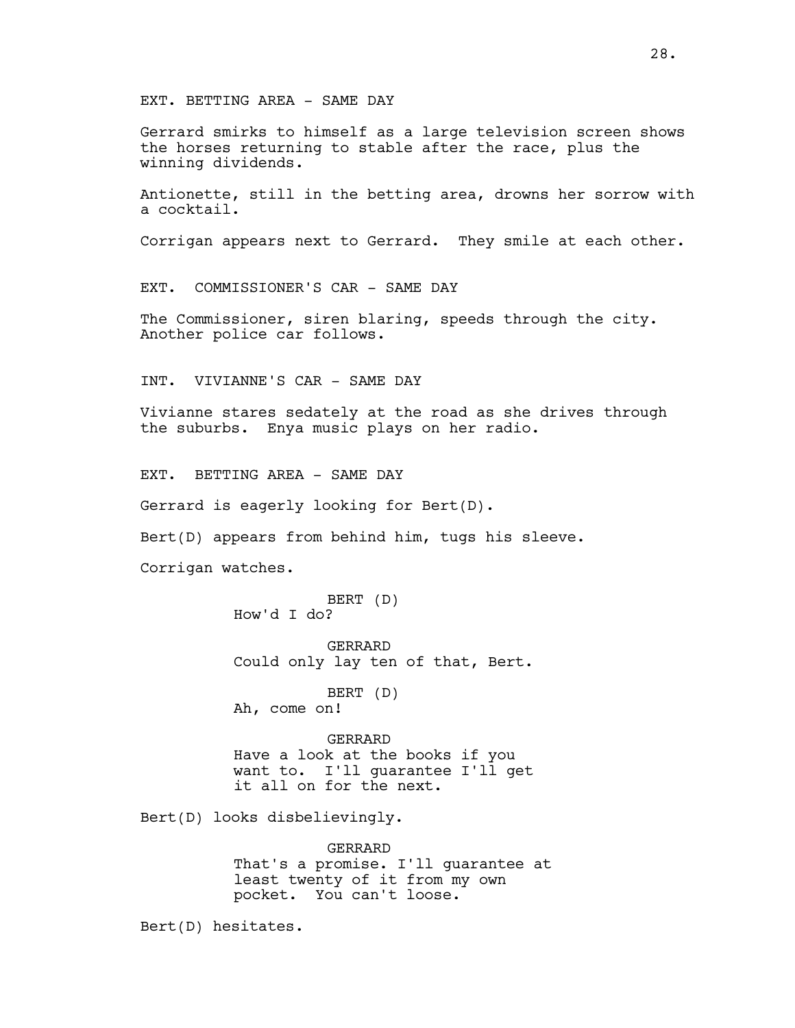EXT. BETTING AREA - SAME DAY

Gerrard smirks to himself as a large television screen shows the horses returning to stable after the race, plus the winning dividends.

Antionette, still in the betting area, drowns her sorrow with a cocktail.

Corrigan appears next to Gerrard. They smile at each other.

EXT. COMMISSIONER'S CAR - SAME DAY

The Commissioner, siren blaring, speeds through the city. Another police car follows.

INT. VIVIANNE'S CAR - SAME DAY

Vivianne stares sedately at the road as she drives through the suburbs. Enya music plays on her radio.

EXT. BETTING AREA - SAME DAY

Gerrard is eagerly looking for Bert(D).

Bert(D) appears from behind him, tugs his sleeve.

Corrigan watches.

BERT (D)
How'd I do?

GERRARD
Could only lay ten of that, Bert.

BERT (D)
Ah, come on!

GERRARD
Have a look at the books if you want to. I'll guarantee I'll get it all on for the next.

Bert(D) looks disbelievingly.

GERRARD
That's a promise. I'll guarantee at least twenty of it from my own pocket. You can't loose.

Bert(D) hesitates.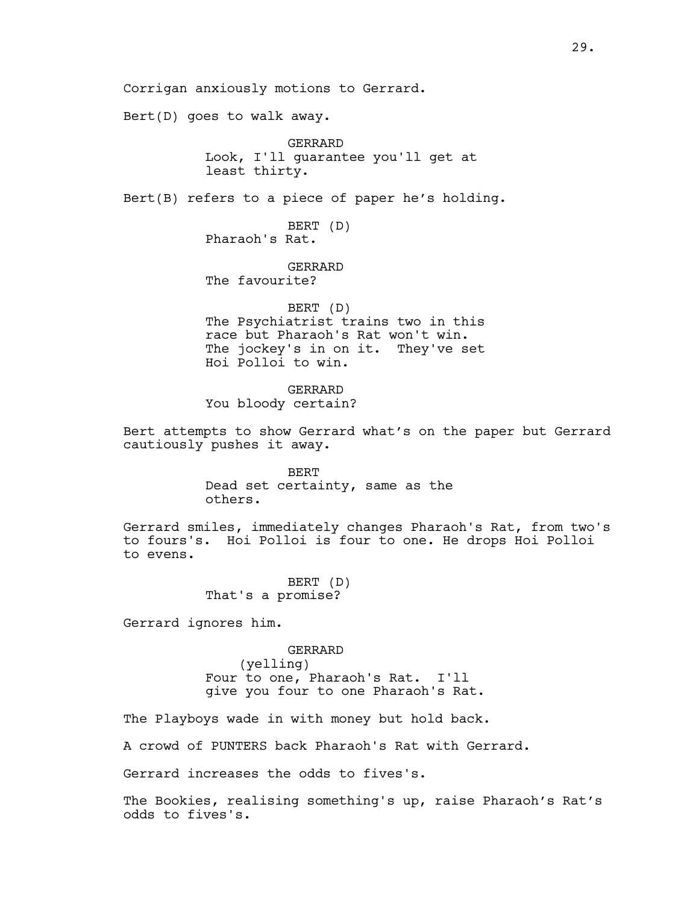Corrigan anxiously motions to Gerrard.

Bert(D) goes to walk away.

GERRARD
Look, I'll guarantee you'll get at least thirty.

Bert(B) refers to a piece of paper he's holding.

BERT (D)
Pharaoh's Rat.

GERRARD
The favourite?

BERT (D)
The Psychiatrist trains two in this race but Pharaoh's Rat won't win. The jockey's in on it. They've set Hoi Polloi to win.

GERRARD
You bloody certain?

Bert attempts to show Gerrard what's on the paper but Gerrard cautiously pushes it away.

BERT
Dead set certainty, same as the others.

Gerrard smiles, immediately changes Pharaoh's Rat, from two's to fours's. Hoi Polloi is four to one. He drops Hoi Polloi to evens.

BERT (D)
That's a promise?

Gerrard ignores him.

GERRARD
(yelling)
Four to one, Pharaoh's Rat. I'll give you four to one Pharaoh's Rat.

The Playboys wade in with money but hold back.

A crowd of PUNTERS back Pharaoh's Rat with Gerrard.

Gerrard increases the odds to fives's.

The Bookies, realising something's up, raise Pharaoh's Rat's odds to fives's.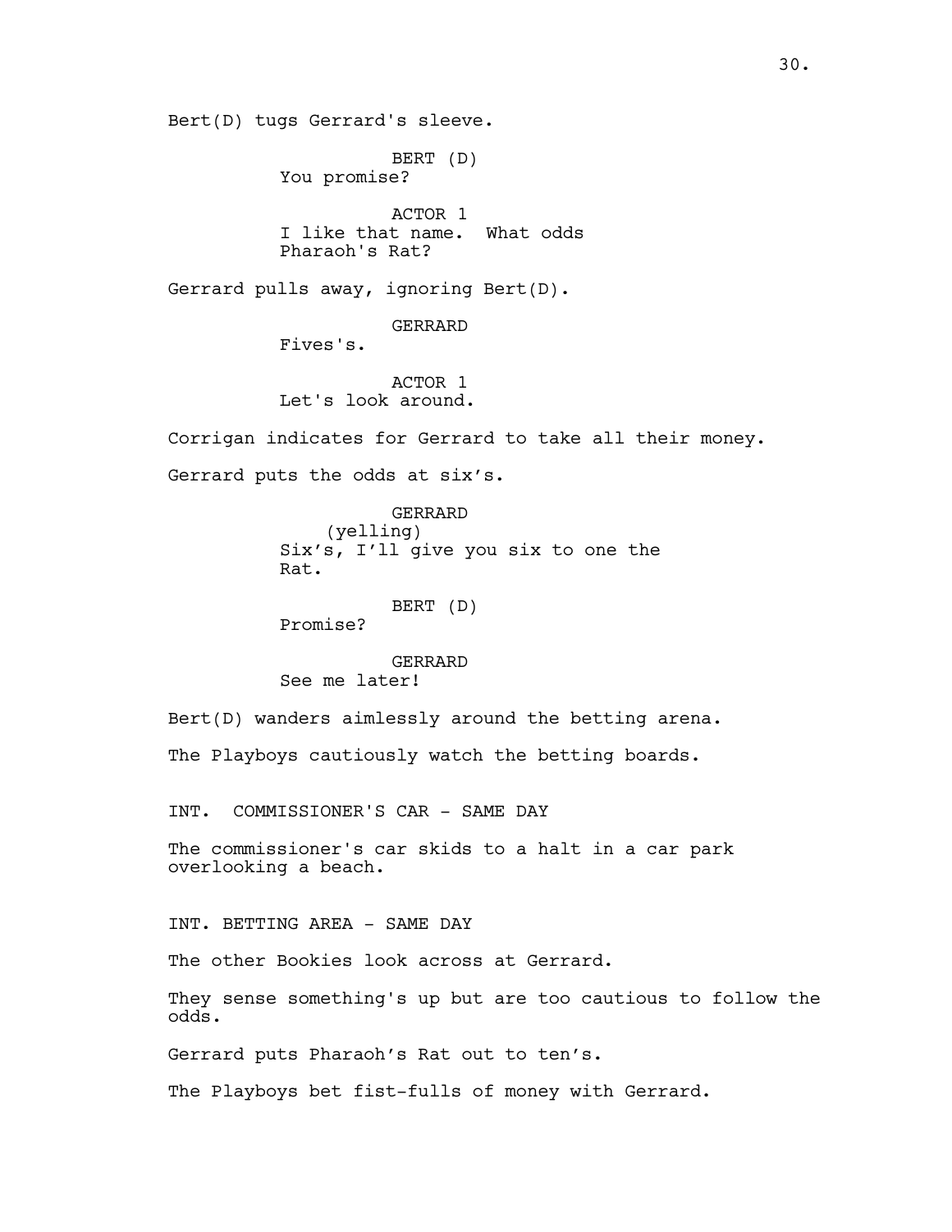Bert(D) tugs Gerrard's sleeve.

BERT (D)
You promise?

ACTOR 1
I like that name. What odds Pharaoh's Rat?

Gerrard pulls away, ignoring Bert(D).

GERRARD
Fives's.

ACTOR 1
Let's look around.

Corrigan indicates for Gerrard to take all their money.

Gerrard puts the odds at six's.

GERRARD
(yelling)
Six's, I'll give you six to one the Rat.

BERT (D)
Promise?

GERRARD
See me later!

Bert(D) wanders aimlessly around the betting arena.

The Playboys cautiously watch the betting boards.

INT. COMMISSIONER'S CAR - SAME DAY

The commissioner's car skids to a halt in a car park overlooking a beach.

INT. BETTING AREA - SAME DAY

The other Bookies look across at Gerrard.

They sense something's up but are too cautious to follow the odds.

Gerrard puts Pharaoh's Rat out to ten's.

The Playboys bet fist-fulls of money with Gerrard.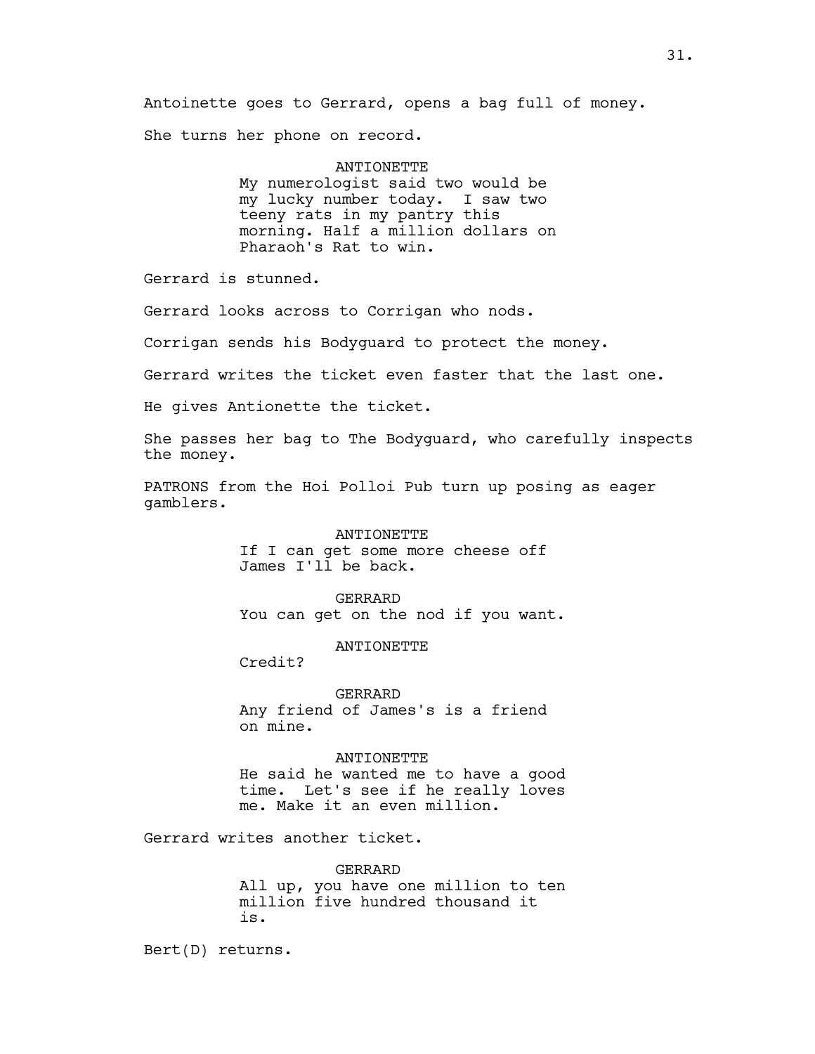Antoinette goes to Gerrard, opens a bag full of money.

She turns her phone on record.

ANTIONETTE
My numerologist said two would be my lucky number today. I saw two teeny rats in my pantry this morning. Half a million dollars on Pharaoh's Rat to win.

Gerrard is stunned.

Gerrard looks across to Corrigan who nods.

Corrigan sends his Bodyguard to protect the money.

Gerrard writes the ticket even faster that the last one.

He gives Antionette the ticket.

She passes her bag to The Bodyguard, who carefully inspects the money.

PATRONS from the Hoi Polloi Pub turn up posing as eager gamblers.

ANTIONETTE
If I can get some more cheese off James I'll be back.

GERRARD
You can get on the nod if you want.

ANTIONETTE
Credit?

GERRARD
Any friend of James's is a friend on mine.

ANTIONETTE
He said he wanted me to have a good time. Let's see if he really loves me. Make it an even million.

Gerrard writes another ticket.

GERRARD
All up, you have one million to ten million five hundred thousand it is.

Bert(D) returns.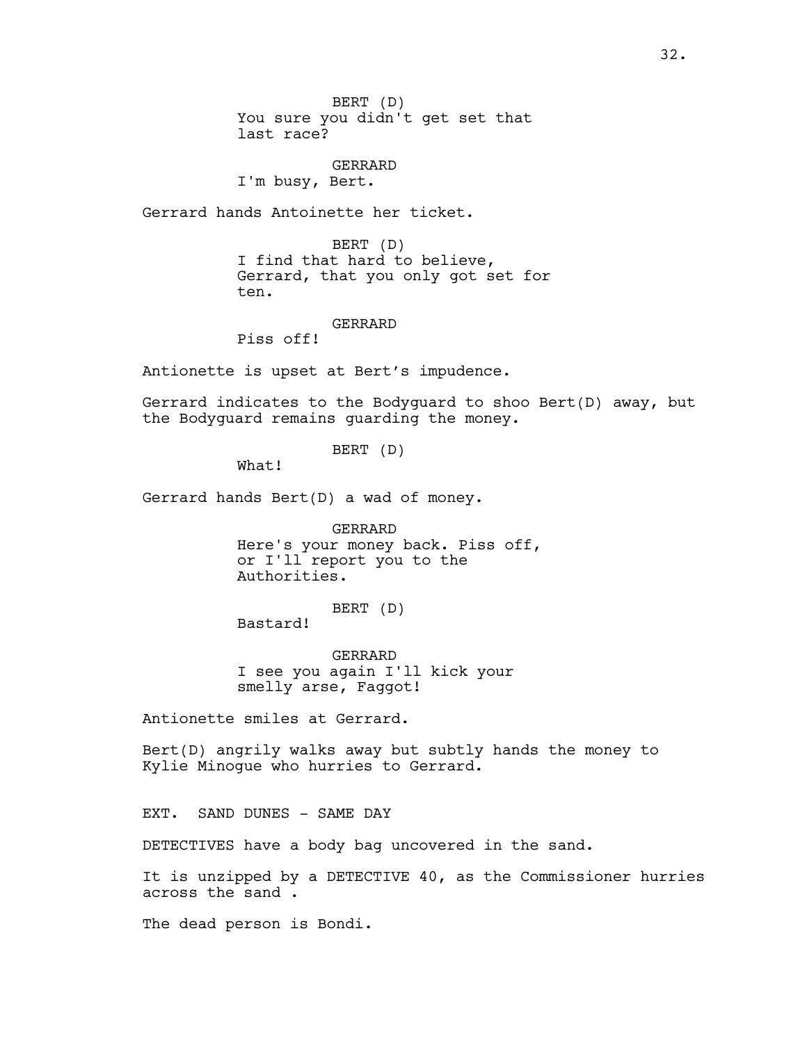BERT (D)
You sure you didn't get set that last race?

GERRARD
I'm busy, Bert.

Gerrard hands Antoinette her ticket.

BERT (D)
I find that hard to believe, Gerrard, that you only got set for ten.

GERRARD
Piss off!

Antionette is upset at Bert's impudence.

Gerrard indicates to the Bodyguard to shoo Bert(D) away, but the Bodyguard remains guarding the money.

BERT (D)
What!

Gerrard hands Bert(D) a wad of money.

GERRARD
Here's your money back. Piss off, or I'll report you to the Authorities.

BERT (D)
Bastard!

GERRARD
I see you again I'll kick your smelly arse, Faggot!

Antionette smiles at Gerrard.

Bert(D) angrily walks away but subtly hands the money to Kylie Minogue who hurries to Gerrard.

EXT. SAND DUNES - SAME DAY

DETECTIVES have a body bag uncovered in the sand.

It is unzipped by a DETECTIVE 40, as the Commissioner hurries across the sand .

The dead person is Bondi.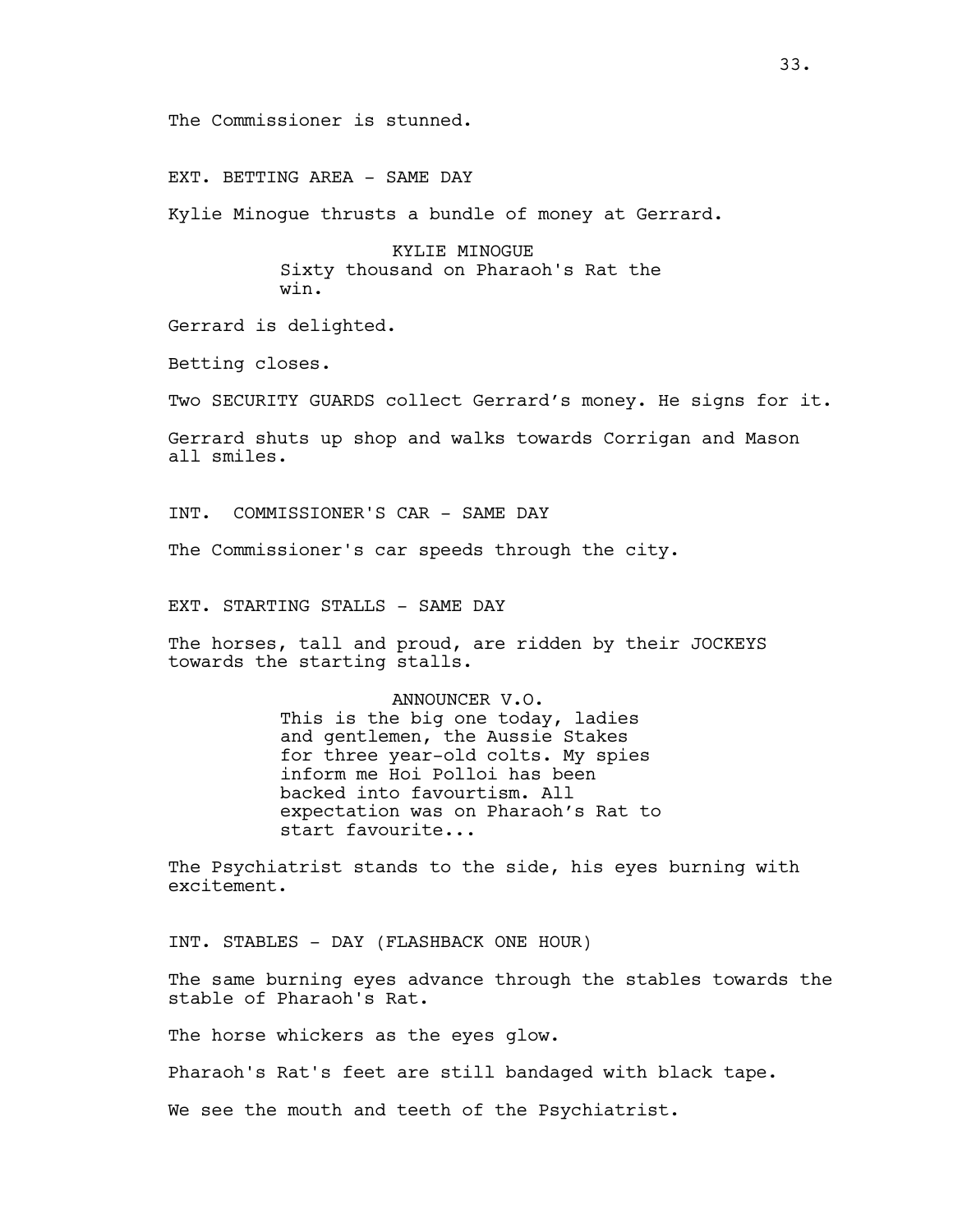The Commissioner is stunned.

EXT. BETTING AREA - SAME DAY

Kylie Minogue thrusts a bundle of money at Gerrard.

KYLIE MINOGUE
Sixty thousand on Pharaoh's Rat the win.

Gerrard is delighted.

Betting closes.

Two SECURITY GUARDS collect Gerrard's money. He signs for it.

Gerrard shuts up shop and walks towards Corrigan and Mason all smiles.

INT. COMMISSIONER'S CAR - SAME DAY

The Commissioner's car speeds through the city.

EXT. STARTING STALLS - SAME DAY

The horses, tall and proud, are ridden by their JOCKEYS towards the starting stalls.

ANNOUNCER V.O.
This is the big one today, ladies and gentlemen, the Aussie Stakes for three year-old colts. My spies inform me Hoi Polloi has been backed into favourtism. All expectation was on Pharaoh's Rat to start favourite...

The Psychiatrist stands to the side, his eyes burning with excitement.

INT. STABLES - DAY (FLASHBACK ONE HOUR)

The same burning eyes advance through the stables towards the stable of Pharaoh's Rat.

The horse whickers as the eyes glow.

Pharaoh's Rat's feet are still bandaged with black tape.

We see the mouth and teeth of the Psychiatrist.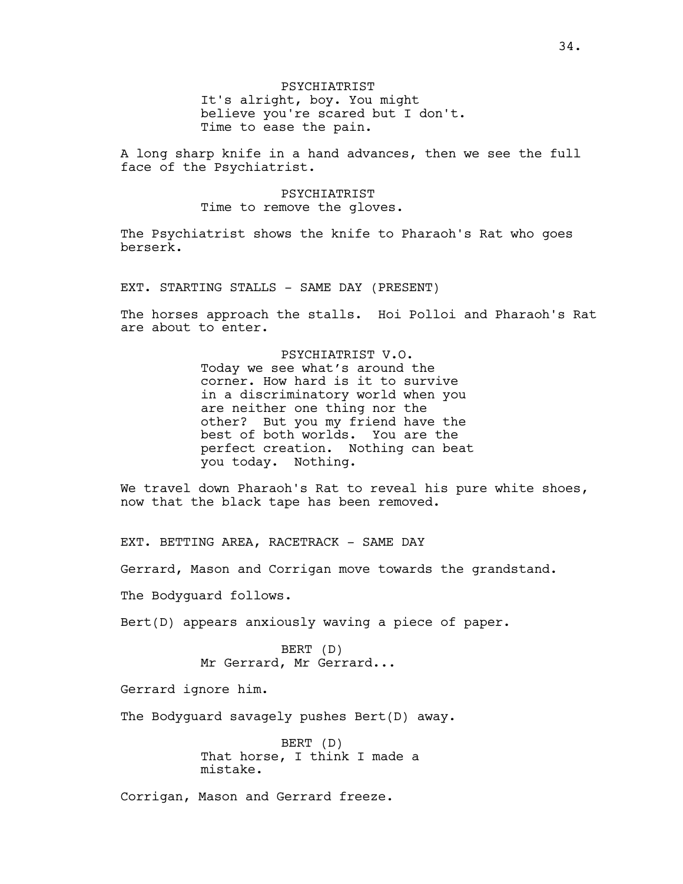PSYCHIATRIST
It's alright, boy. You might believe you're scared but I don't. Time to ease the pain.

A long sharp knife in a hand advances, then we see the full face of the Psychiatrist.

PSYCHIATRIST
Time to remove the gloves.

The Psychiatrist shows the knife to Pharaoh's Rat who goes berserk.

EXT. STARTING STALLS - SAME DAY (PRESENT)

The horses approach the stalls. Hoi Polloi and Pharaoh's Rat are about to enter.

PSYCHIATRIST V.O.
Today we see what’s around the corner. How hard is it to survive in a discriminatory world when you are neither one thing nor the other? But you my friend have the best of both worlds. You are the perfect creation. Nothing can beat you today. Nothing.

We travel down Pharaoh's Rat to reveal his pure white shoes, now that the black tape has been removed.

EXT. BETTING AREA, RACETRACK - SAME DAY

Gerrard, Mason and Corrigan move towards the grandstand.

The Bodyguard follows.

Bert(D) appears anxiously waving a piece of paper.

BERT (D)
Mr Gerrard, Mr Gerrard...

Gerrard ignore him.

The Bodyguard savagely pushes Bert(D) away.

BERT (D)
That horse, I think I made a mistake.

Corrigan, Mason and Gerrard freeze.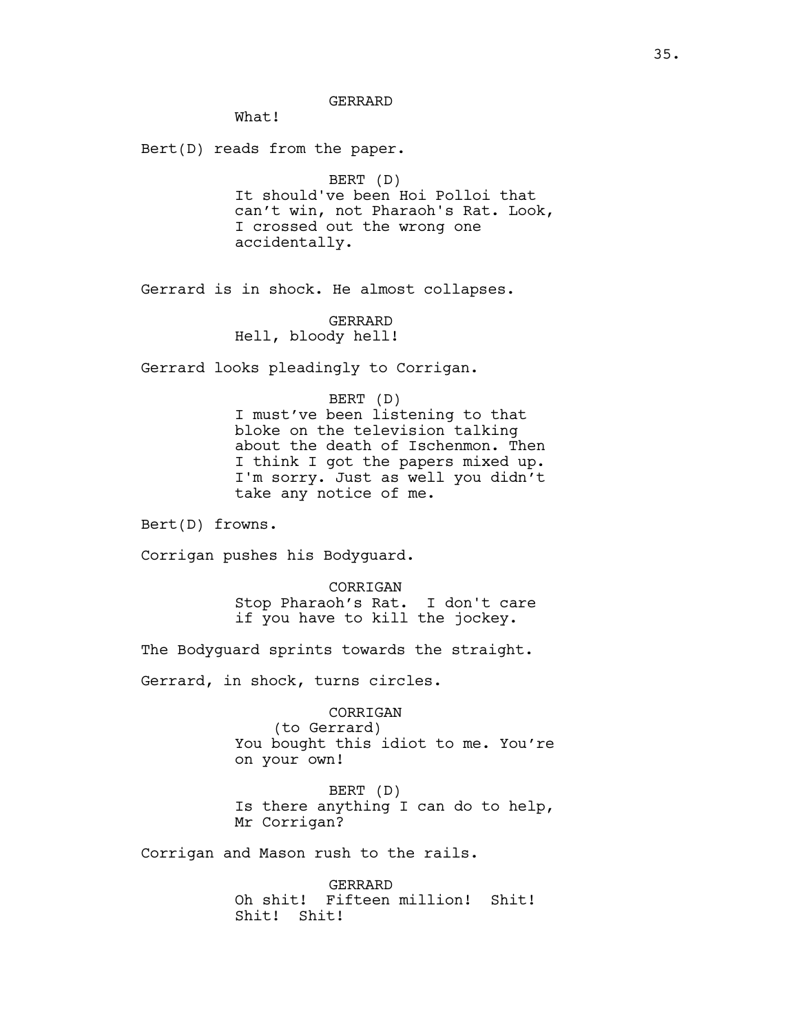GERRARD

What!

Bert(D) reads from the paper.

BERT (D)

It should've been Hoi Polloi that can't win, not Pharaoh's Rat. Look, I crossed out the wrong one accidentally.

Gerrard is in shock. He almost collapses.

GERRARD

Hell, bloody hell!

Gerrard looks pleadingly to Corrigan.

BERT (D)

I must've been listening to that bloke on the television talking about the death of Ischenmon. Then I think I got the papers mixed up. I'm sorry. Just as well you didn't take any notice of me.

Bert(D) frowns.

Corrigan pushes his Bodyguard.

CORRIGAN

Stop Pharaoh's Rat. I don't care if you have to kill the jockey.

The Bodyguard sprints towards the straight.

Gerrard, in shock, turns circles.

CORRIGAN

(to Gerrard)

You bought this idiot to me. You're on your own!

BERT (D)

Is there anything I can do to help, Mr Corrigan?

Corrigan and Mason rush to the rails.

GERRARD

Oh shit! Fifteen million! Shit! Shit! Shit!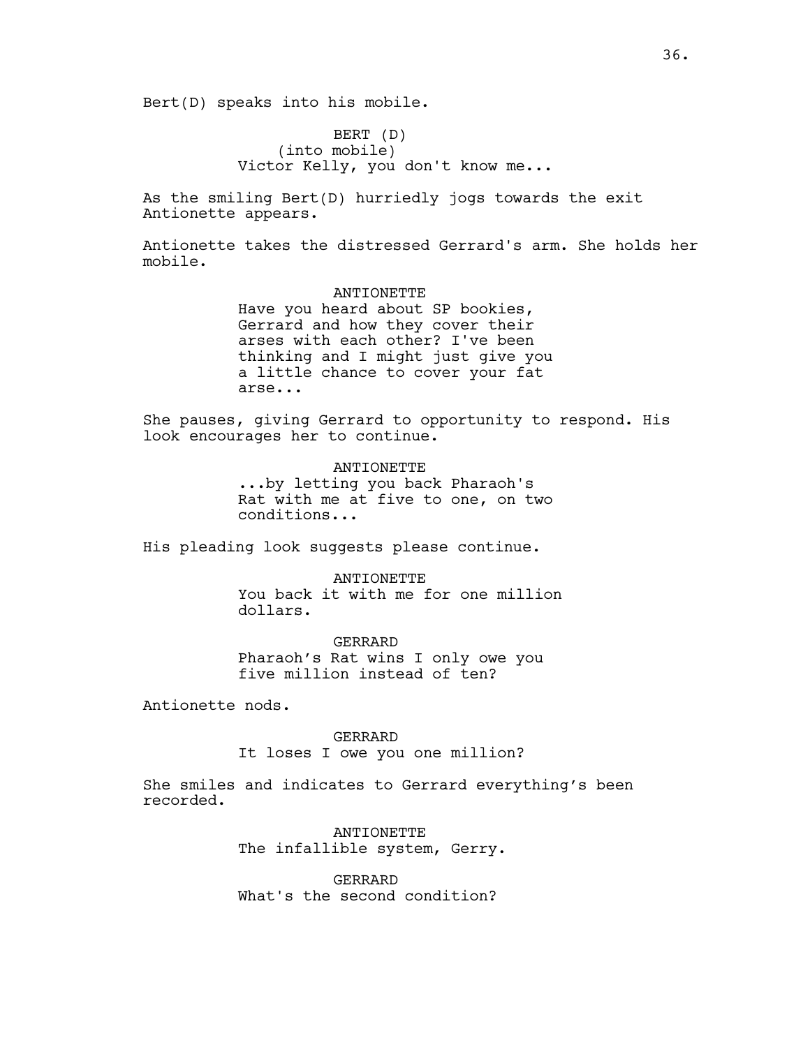Bert(D) speaks into his mobile.

BERT (D)
(into mobile)
Victor Kelly, you don't know me...

As the smiling Bert(D) hurriedly jogs towards the exit Antionette appears.

Antionette takes the distressed Gerrard's arm. She holds her mobile.

ANTIONETTE
Have you heard about SP bookies, Gerrard and how they cover their arses with each other? I've been thinking and I might just give you a little chance to cover your fat arse...

She pauses, giving Gerrard to opportunity to respond. His look encourages her to continue.

ANTIONETTE
...by letting you back Pharaoh's Rat with me at five to one, on two conditions...

His pleading look suggests please continue.

ANTIONETTE
You back it with me for one million dollars.

GERRARD
Pharaoh's Rat wins I only owe you five million instead of ten?

Antionette nods.

GERRARD
It loses I owe you one million?

She smiles and indicates to Gerrard everything's been recorded.

ANTIONETTE
The infallible system, Gerry.

GERRARD
What's the second condition?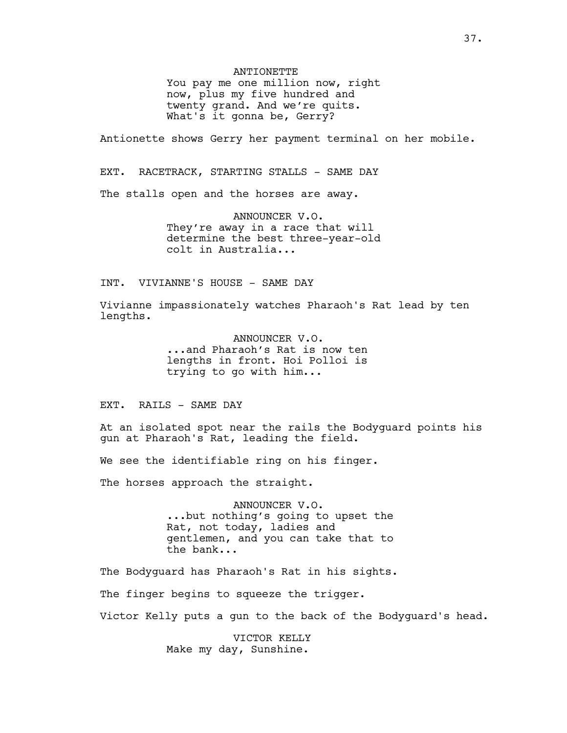ANTIONETTE
You pay me one million now, right now, plus my five hundred and twenty grand. And we're quits. What's it gonna be, Gerry?

Antionette shows Gerry her payment terminal on her mobile.

EXT. RACETRACK, STARTING STALLS - SAME DAY

The stalls open and the horses are away.

ANNOUNCER V.O.
They're away in a race that will determine the best three-year-old colt in Australia...

INT. VIVIANNE'S HOUSE - SAME DAY

Vivianne impassionately watches Pharaoh's Rat lead by ten lengths.

ANNOUNCER V.O.
...and Pharaoh's Rat is now ten lengths in front. Hoi Polloi is trying to go with him...

EXT. RAILS - SAME DAY

At an isolated spot near the rails the Bodyguard points his gun at Pharaoh's Rat, leading the field.

We see the identifiable ring on his finger.

The horses approach the straight.

ANNOUNCER V.O.
...but nothing's going to upset the Rat, not today, ladies and gentlemen, and you can take that to the bank...

The Bodyguard has Pharaoh's Rat in his sights.

The finger begins to squeeze the trigger.

Victor Kelly puts a gun to the back of the Bodyguard's head.

VICTOR KELLY
Make my day, Sunshine.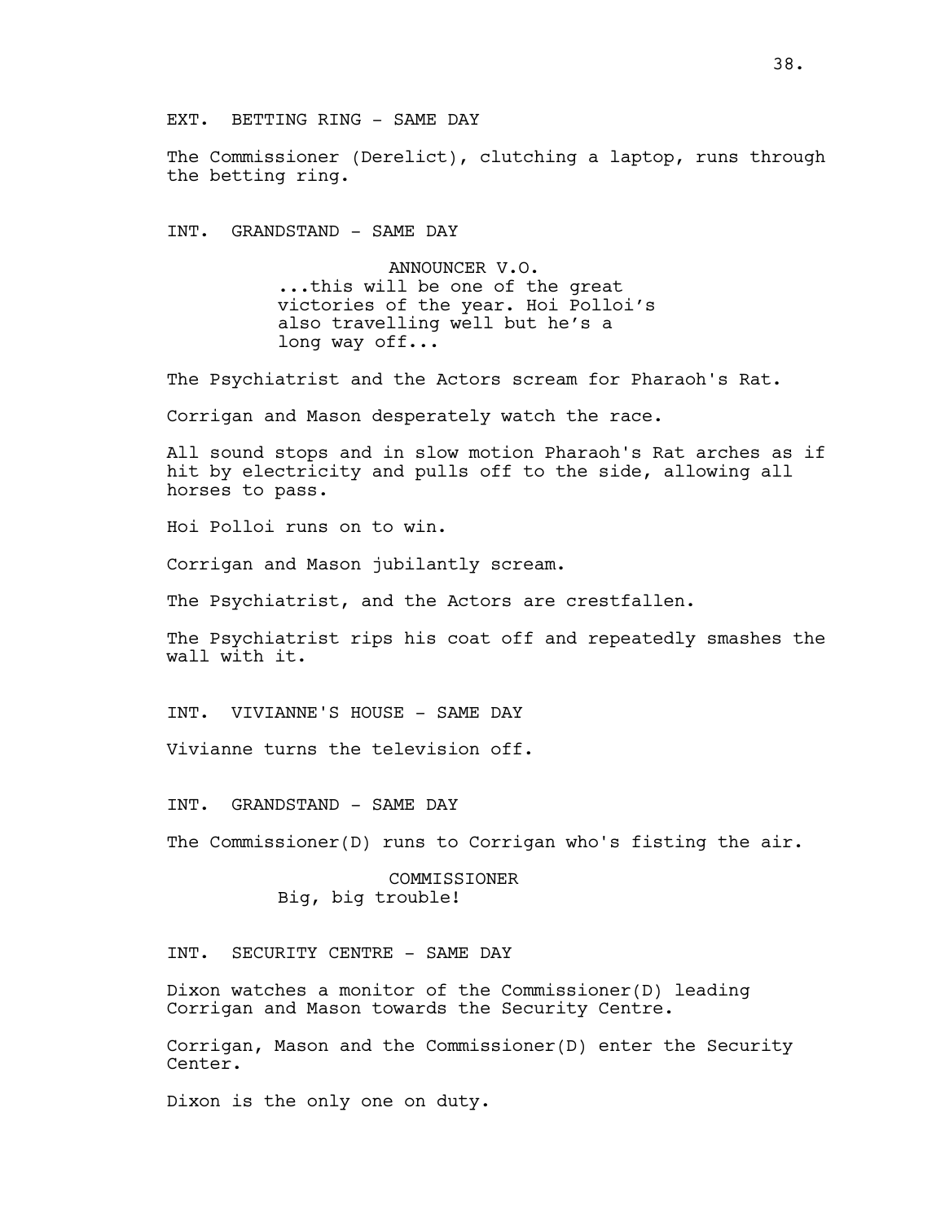EXT. BETTING RING - SAME DAY

The Commissioner (Derelict), clutching a laptop, runs through the betting ring.

INT. GRANDSTAND - SAME DAY

ANNOUNCER V.O.
...this will be one of the great victories of the year. Hoi Polloi's also travelling well but he's a long way off...

The Psychiatrist and the Actors scream for Pharaoh's Rat.

Corrigan and Mason desperately watch the race.

All sound stops and in slow motion Pharaoh's Rat arches as if hit by electricity and pulls off to the side, allowing all horses to pass.

Hoi Polloi runs on to win.

Corrigan and Mason jubilantly scream.

The Psychiatrist, and the Actors are crestfallen.

The Psychiatrist rips his coat off and repeatedly smashes the wall with it.

INT. VIVIANNE'S HOUSE - SAME DAY

Vivianne turns the television off.

INT. GRANDSTAND - SAME DAY

The Commissioner(D) runs to Corrigan who's fisting the air.

COMMISSIONER
Big, big trouble!

INT. SECURITY CENTRE - SAME DAY

Dixon watches a monitor of the Commissioner(D) leading Corrigan and Mason towards the Security Centre.

Corrigan, Mason and the Commissioner(D) enter the Security Center.

Dixon is the only one on duty.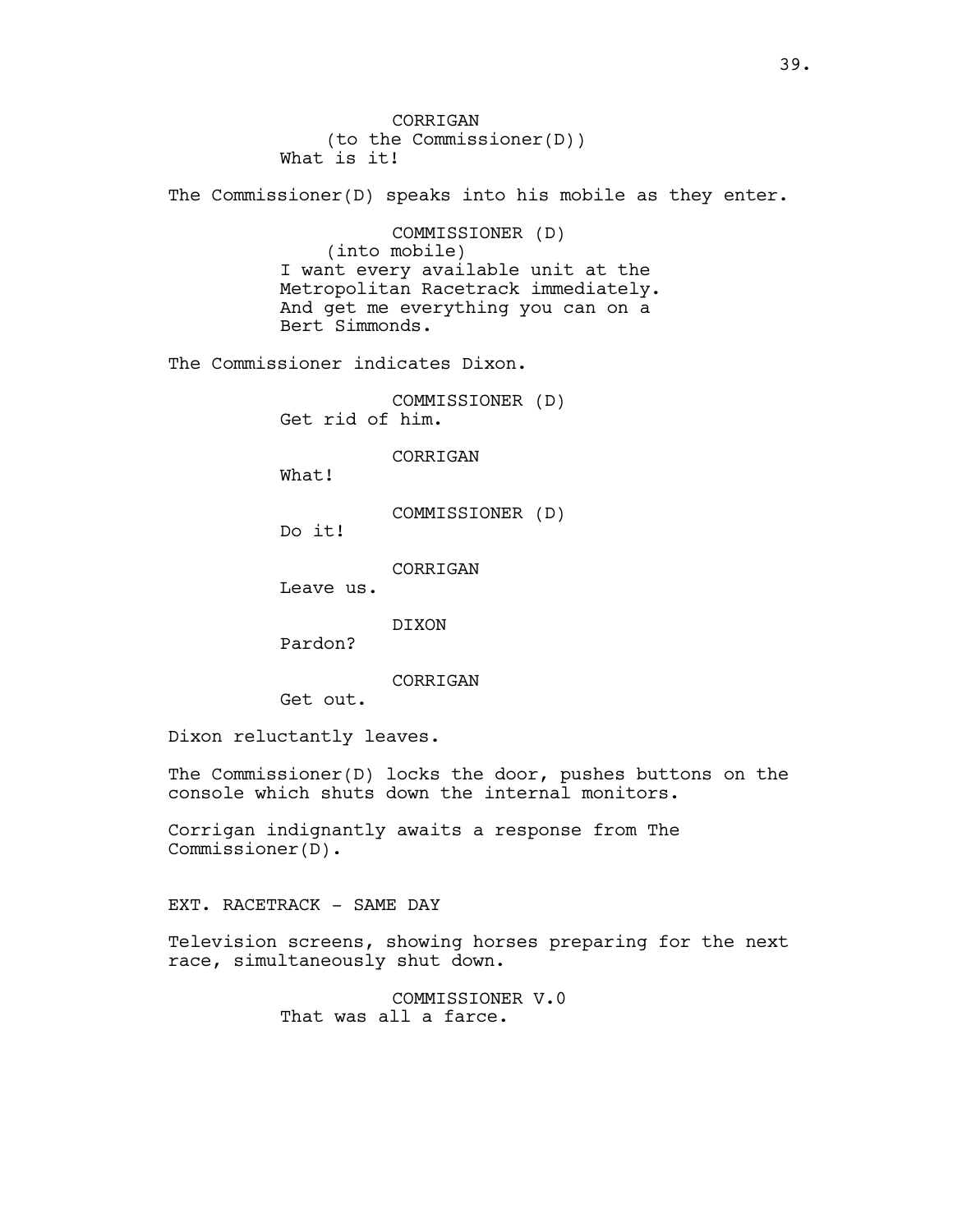CORRIGAN
(to the Commissioner(D))
What is it!

The Commissioner(D) speaks into his mobile as they enter.

COMMISSIONER (D)
(into mobile)
I want every available unit at the Metropolitan Racetrack immediately. And get me everything you can on a Bert Simmonds.

The Commissioner indicates Dixon.

COMMISSIONER (D)
Get rid of him.

CORRIGAN
What!

COMMISSIONER (D)
Do it!

CORRIGAN
Leave us.

DIXON
Pardon?

CORRIGAN
Get out.

Dixon reluctantly leaves.

The Commissioner(D) locks the door, pushes buttons on the console which shuts down the internal monitors.

Corrigan indignantly awaits a response from The Commissioner(D).

EXT. RACETRACK - SAME DAY

Television screens, showing horses preparing for the next race, simultaneously shut down.

COMMISSIONER V.0
That was all a farce.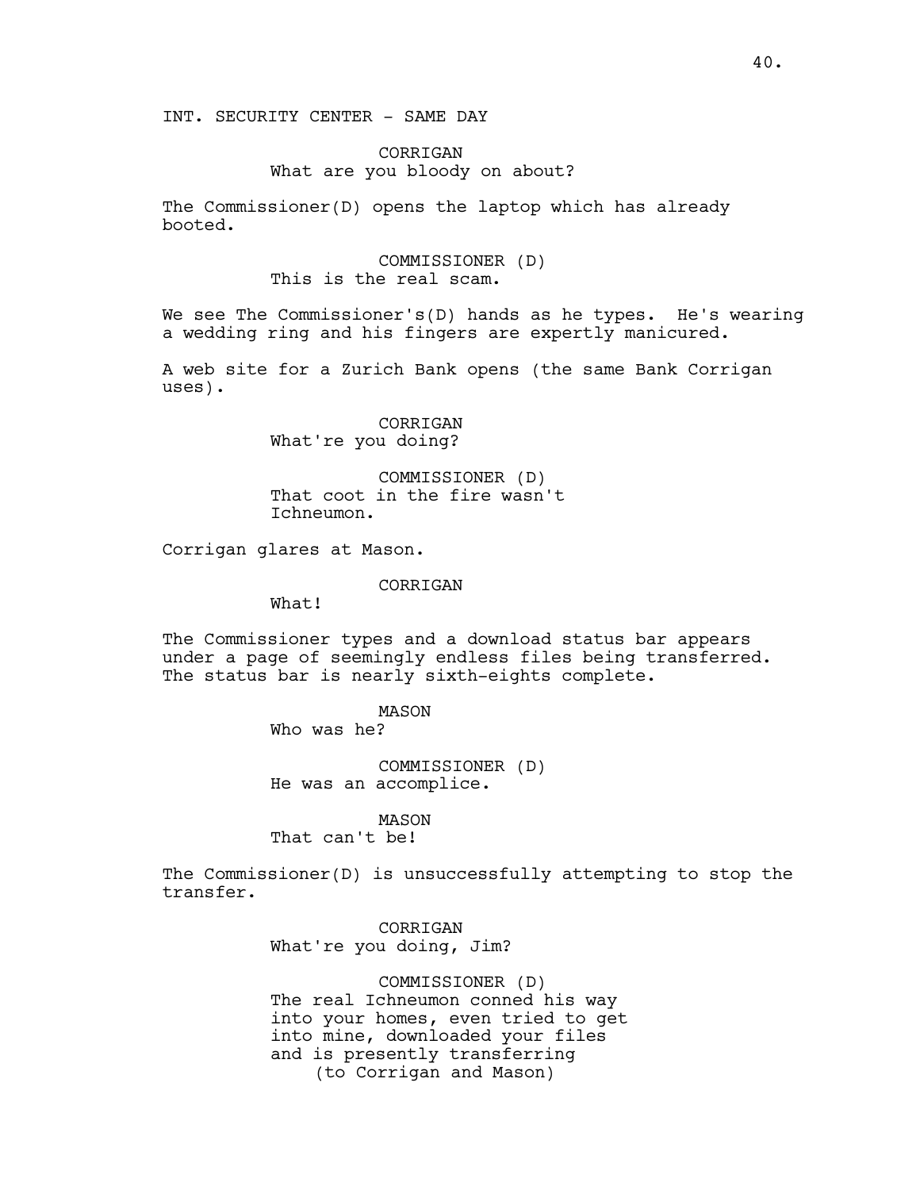INT. SECURITY CENTER - SAME DAY

CORRIGAN
What are you bloody on about?

The Commissioner(D) opens the laptop which has already booted.

COMMISSIONER (D)
This is the real scam.

We see The Commissioner's(D) hands as he types. He's wearing a wedding ring and his fingers are expertly manicured.

A web site for a Zurich Bank opens (the same Bank Corrigan uses).

CORRIGAN
What're you doing?

COMMISSIONER (D)
That coot in the fire wasn't Ichneumon.

Corrigan glares at Mason.

CORRIGAN
What!

The Commissioner types and a download status bar appears under a page of seemingly endless files being transferred. The status bar is nearly sixth-eights complete.

MASON
Who was he?

COMMISSIONER (D)
He was an accomplice.

MASON
That can't be!

The Commissioner(D) is unsuccessfully attempting to stop the transfer.

CORRIGAN
What're you doing, Jim?

COMMISSIONER (D)
The real Ichneumon conned his way into your homes, even tried to get into mine, downloaded your files and is presently transferring
(to Corrigan and Mason)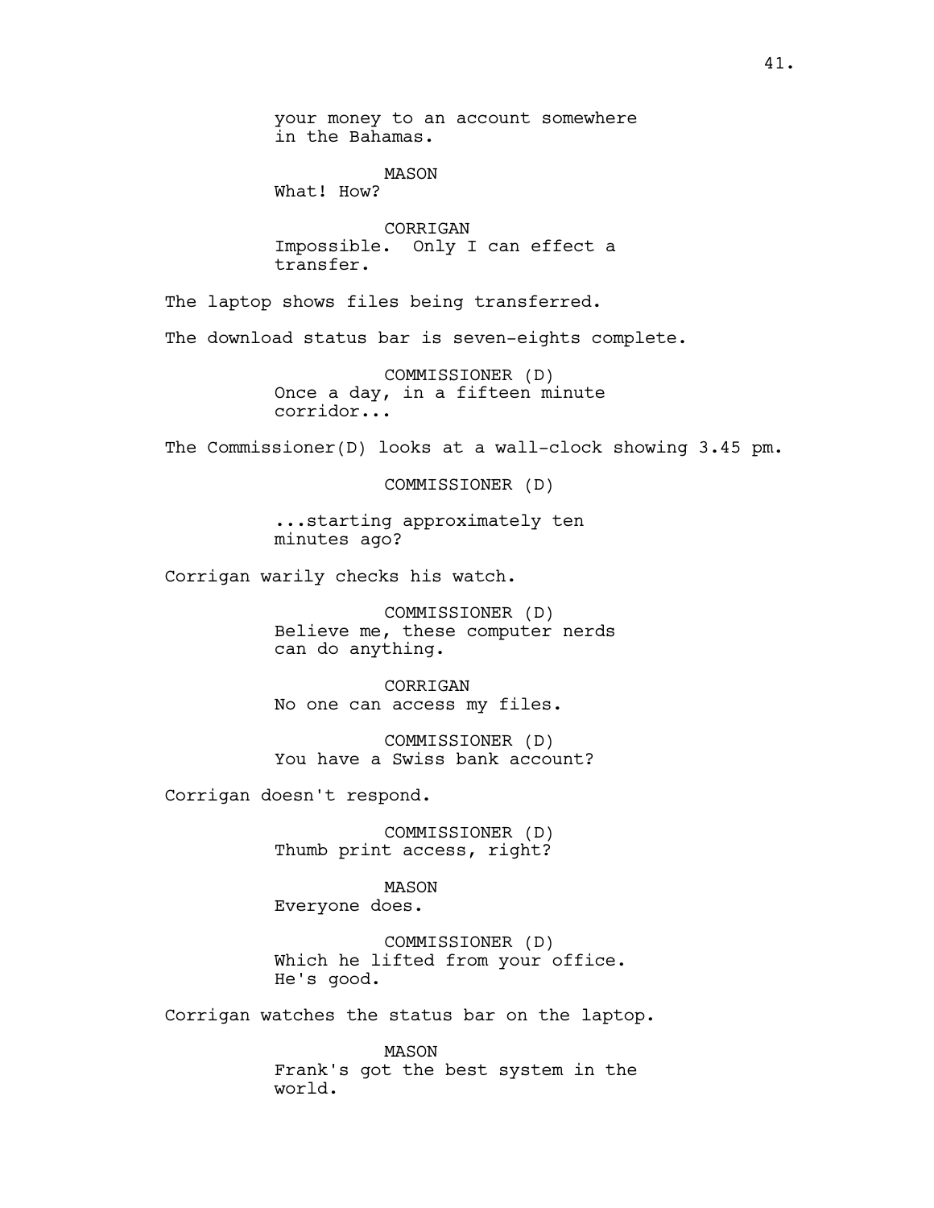your money to an account somewhere in the Bahamas.

MASON
What! How?

CORRIGAN
Impossible. Only I can effect a transfer.

The laptop shows files being transferred.

The download status bar is seven-eights complete.

COMMISSIONER (D)
Once a day, in a fifteen minute corridor...

The Commissioner(D) looks at a wall-clock showing 3.45 pm.

COMMISSIONER (D)

...starting approximately ten minutes ago?

Corrigan warily checks his watch.

COMMISSIONER (D)
Believe me, these computer nerds can do anything.

CORRIGAN
No one can access my files.

COMMISSIONER (D)
You have a Swiss bank account?

Corrigan doesn't respond.

COMMISSIONER (D)
Thumb print access, right?

MASON
Everyone does.

COMMISSIONER (D)
Which he lifted from your office. He's good.

Corrigan watches the status bar on the laptop.

MASON
Frank's got the best system in the world.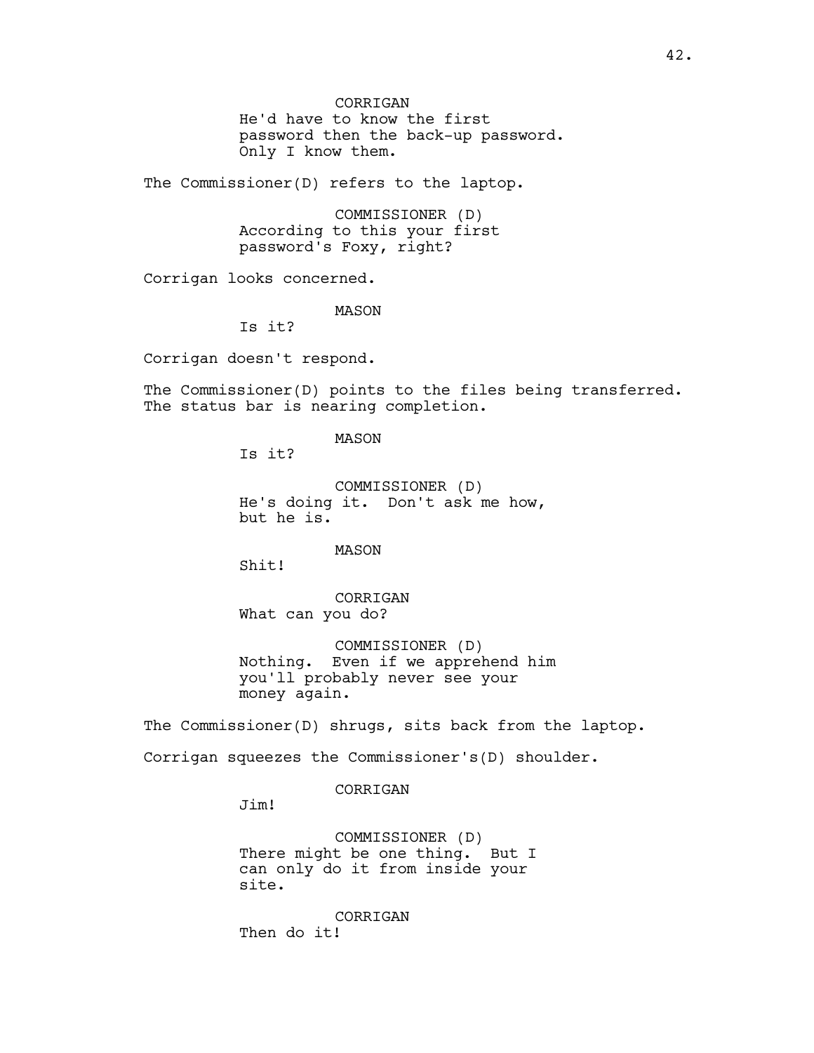CORRIGAN
He'd have to know the first password then the back-up password. Only I know them.

The Commissioner(D) refers to the laptop.

COMMISSIONER (D)
According to this your first password's Foxy, right?

Corrigan looks concerned.

MASON
Is it?

Corrigan doesn't respond.

The Commissioner(D) points to the files being transferred. The status bar is nearing completion.

MASON
Is it?

COMMISSIONER (D)
He's doing it. Don't ask me how, but he is.

MASON
Shit!

CORRIGAN
What can you do?

COMMISSIONER (D)
Nothing. Even if we apprehend him you'll probably never see your money again.

The Commissioner(D) shrugs, sits back from the laptop.

Corrigan squeezes the Commissioner's(D) shoulder.

CORRIGAN
Jim!

COMMISSIONER (D)
There might be one thing. But I can only do it from inside your site.

CORRIGAN
Then do it!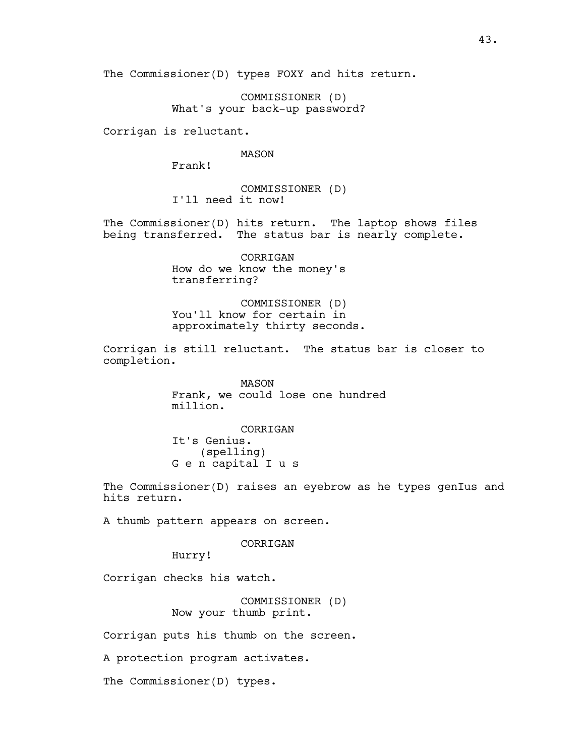The Commissioner(D) types FOXY and hits return.

COMMISSIONER (D)
What's your back-up password?

Corrigan is reluctant.

MASON
Frank!

COMMISSIONER (D)
I'll need it now!

The Commissioner(D) hits return. The laptop shows files being transferred. The status bar is nearly complete.

CORRIGAN
How do we know the money's transferring?

COMMISSIONER (D)
You'll know for certain in approximately thirty seconds.

Corrigan is still reluctant. The status bar is closer to completion.

MASON
Frank, we could lose one hundred million.

CORRIGAN
It's Genius.
(spelling)
G e n capital I u s

The Commissioner(D) raises an eyebrow as he types genIus and hits return.

A thumb pattern appears on screen.

CORRIGAN
Hurry!

Corrigan checks his watch.

COMMISSIONER (D)
Now your thumb print.

Corrigan puts his thumb on the screen.

A protection program activates.

The Commissioner(D) types.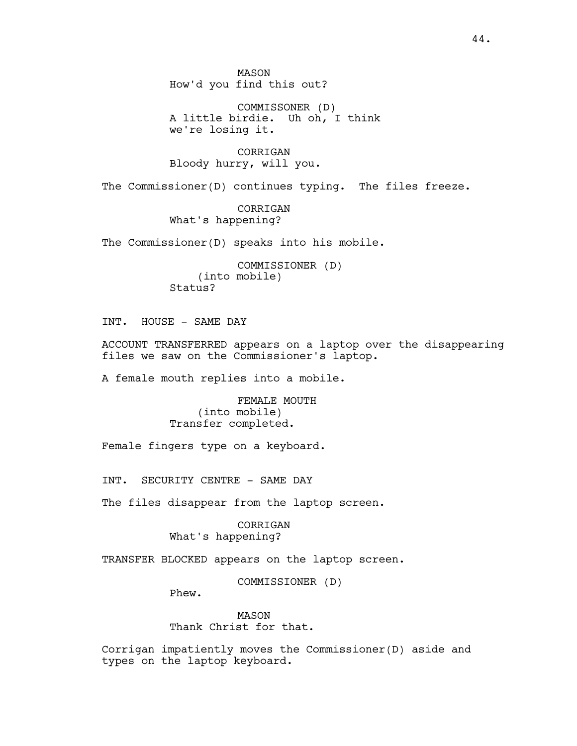MASON
How'd you find this out?

COMMISSONER (D)
A little birdie. Uh oh, I think we're losing it.

CORRIGAN
Bloody hurry, will you.

The Commissioner(D) continues typing. The files freeze.

CORRIGAN
What's happening?

The Commissioner(D) speaks into his mobile.

COMMISSIONER (D)
(into mobile)
Status?

INT. HOUSE - SAME DAY

ACCOUNT TRANSFERRED appears on a laptop over the disappearing files we saw on the Commissioner's laptop.

A female mouth replies into a mobile.

FEMALE MOUTH
(into mobile)
Transfer completed.

Female fingers type on a keyboard.

INT. SECURITY CENTRE - SAME DAY

The files disappear from the laptop screen.

CORRIGAN
What's happening?

TRANSFER BLOCKED appears on the laptop screen.

COMMISSIONER (D)
Phew.

MASON
Thank Christ for that.

Corrigan impatiently moves the Commissioner(D) aside and types on the laptop keyboard.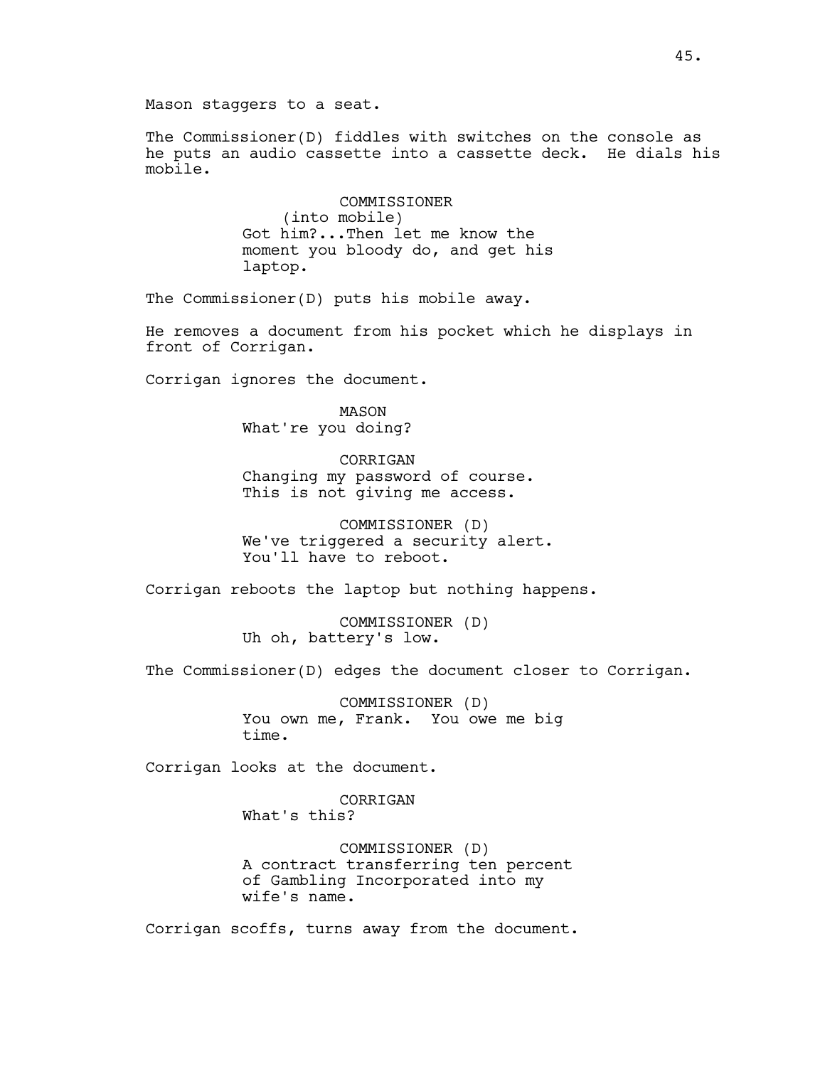Mason staggers to a seat.

The Commissioner(D) fiddles with switches on the console as he puts an audio cassette into a cassette deck. He dials his mobile.

COMMISSIONER
(into mobile)
Got him?...Then let me know the moment you bloody do, and get his laptop.

The Commissioner(D) puts his mobile away.

He removes a document from his pocket which he displays in front of Corrigan.

Corrigan ignores the document.

MASON
What're you doing?

CORRIGAN
Changing my password of course. This is not giving me access.

COMMISSIONER (D)
We've triggered a security alert. You'll have to reboot.

Corrigan reboots the laptop but nothing happens.

COMMISSIONER (D)
Uh oh, battery's low.

The Commissioner(D) edges the document closer to Corrigan.

COMMISSIONER (D)
You own me, Frank. You owe me big time.

Corrigan looks at the document.

CORRIGAN
What's this?

COMMISSIONER (D)
A contract transferring ten percent of Gambling Incorporated into my wife's name.

Corrigan scoffs, turns away from the document.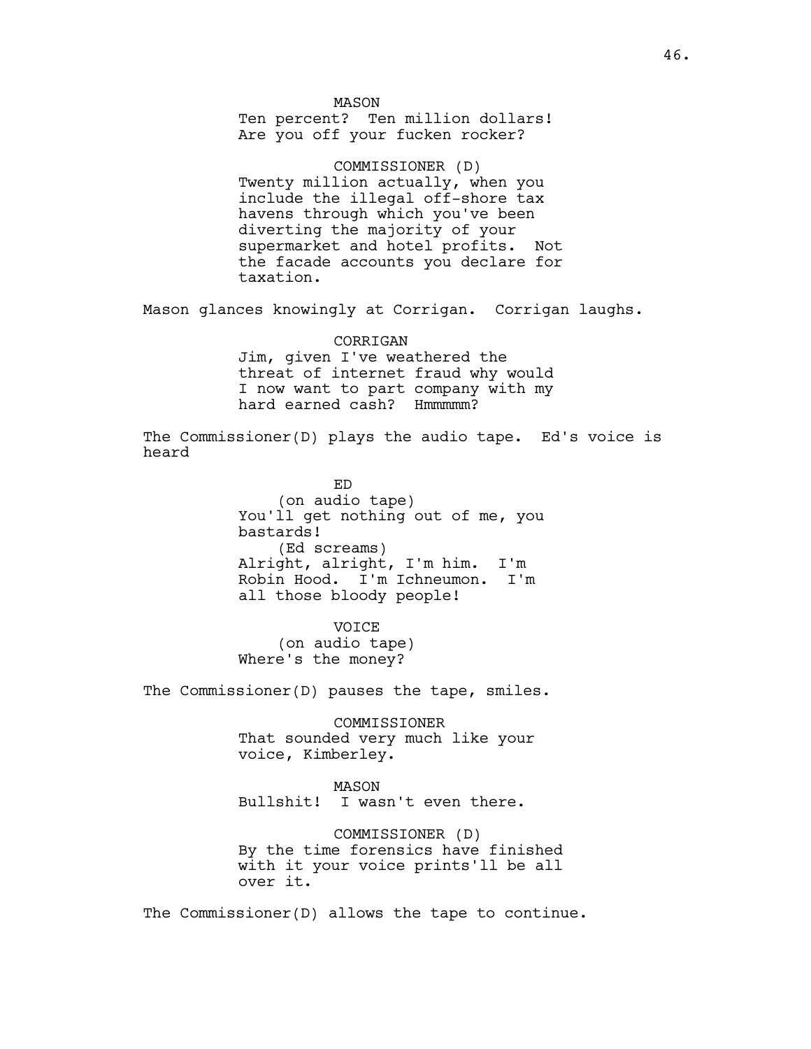MASON
Ten percent? Ten million dollars!
Are you off your fucken rocker?

COMMISSIONER (D)
Twenty million actually, when you
include the illegal off-shore tax
havens through which you've been
diverting the majority of your
supermarket and hotel profits. Not
the facade accounts you declare for
taxation.

Mason glances knowingly at Corrigan. Corrigan laughs.

CORRIGAN
Jim, given I've weathered the
threat of internet fraud why would
I now want to part company with my
hard earned cash? Hmmmmm?

The Commissioner(D) plays the audio tape. Ed's voice is
heard

ED
(on audio tape)
You'll get nothing out of me, you
bastards!
(Ed screams)
Alright, alright, I'm him. I'm
Robin Hood. I'm Ichneumon. I'm
all those bloody people!

VOICE
(on audio tape)
Where's the money?

The Commissioner(D) pauses the tape, smiles.

COMMISSIONER
That sounded very much like your
voice, Kimberley.

MASON
Bullshit! I wasn't even there.

COMMISSIONER (D)
By the time forensics have finished
with it your voice prints'll be all
over it.

The Commissioner(D) allows the tape to continue.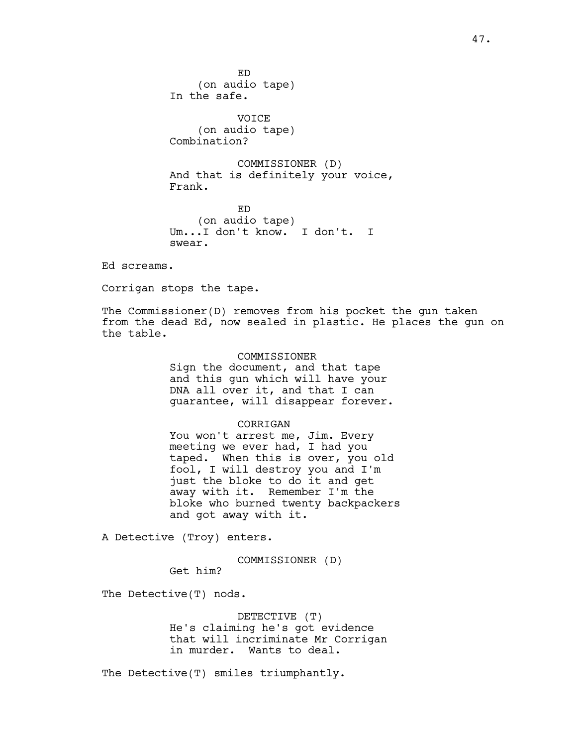ED
(on audio tape)
In the safe.

VOICE
(on audio tape)
Combination?

COMMISSIONER (D)
And that is definitely your voice, Frank.

ED
(on audio tape)
Um...I don't know. I don't. I swear.

Ed screams.

Corrigan stops the tape.

The Commissioner(D) removes from his pocket the gun taken from the dead Ed, now sealed in plastic. He places the gun on the table.

COMMISSIONER
Sign the document, and that tape and this gun which will have your DNA all over it, and that I can guarantee, will disappear forever.

CORRIGAN
You won't arrest me, Jim. Every meeting we ever had, I had you taped. When this is over, you old fool, I will destroy you and I'm just the bloke to do it and get away with it. Remember I'm the bloke who burned twenty backpackers and got away with it.

A Detective (Troy) enters.

COMMISSIONER (D)
Get him?

The Detective(T) nods.

DETECTIVE (T)
He's claiming he's got evidence that will incriminate Mr Corrigan in murder. Wants to deal.

The Detective(T) smiles triumphantly.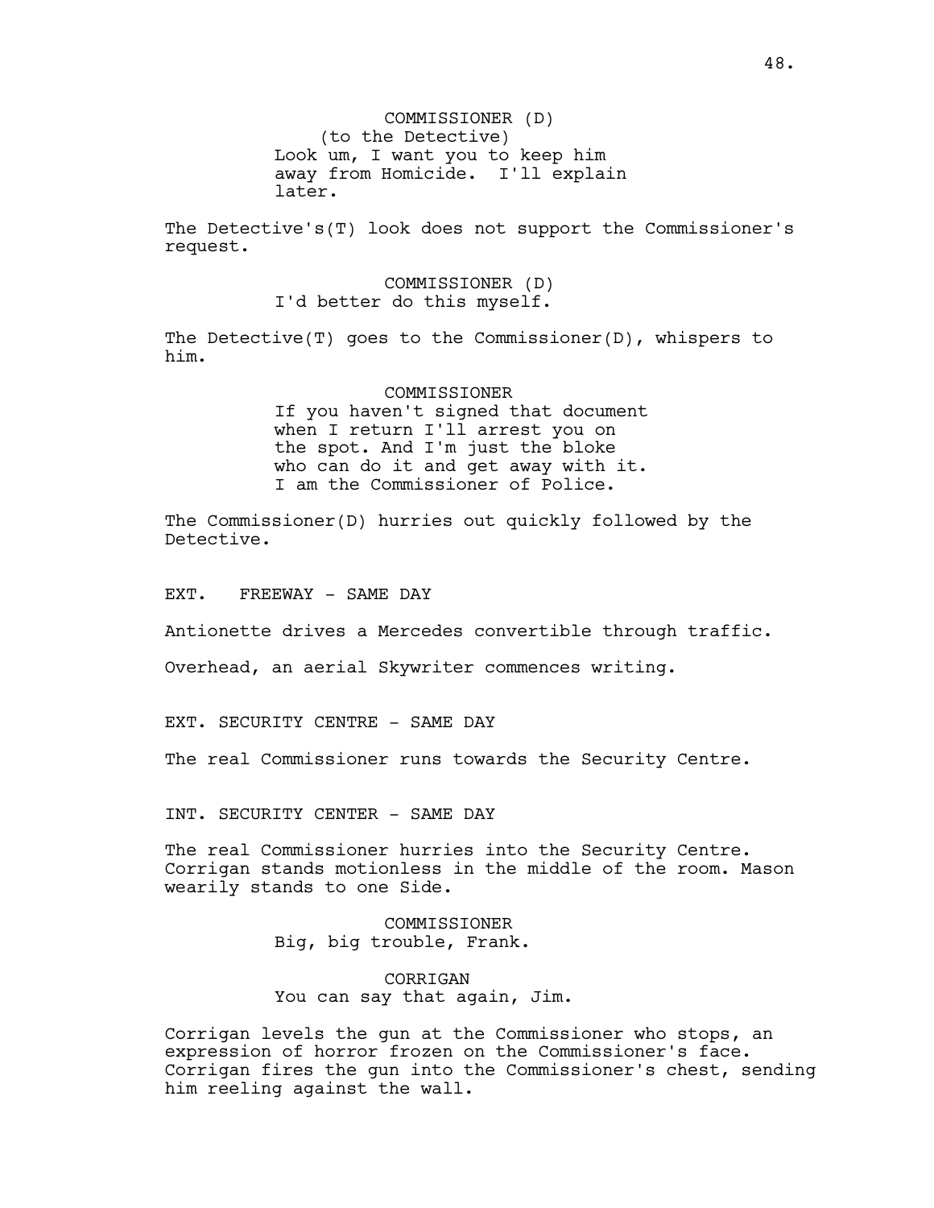COMMISSIONER (D)
(to the Detective)
Look um, I want you to keep him away from Homicide. I'll explain later.

The Detective's(T) look does not support the Commissioner's request.

COMMISSIONER (D)
I'd better do this myself.

The Detective(T) goes to the Commissioner(D), whispers to him.

COMMISSIONER
If you haven't signed that document when I return I'll arrest you on the spot. And I'm just the bloke who can do it and get away with it. I am the Commissioner of Police.

The Commissioner(D) hurries out quickly followed by the Detective.

EXT. FREEWAY - SAME DAY

Antionette drives a Mercedes convertible through traffic.

Overhead, an aerial Skywriter commences writing.

EXT. SECURITY CENTRE - SAME DAY

The real Commissioner runs towards the Security Centre.

INT. SECURITY CENTER - SAME DAY

The real Commissioner hurries into the Security Centre. Corrigan stands motionless in the middle of the room. Mason wearily stands to one Side.

COMMISSIONER
Big, big trouble, Frank.

CORRIGAN
You can say that again, Jim.

Corrigan levels the gun at the Commissioner who stops, an expression of horror frozen on the Commissioner's face. Corrigan fires the gun into the Commissioner's chest, sending him reeling against the wall.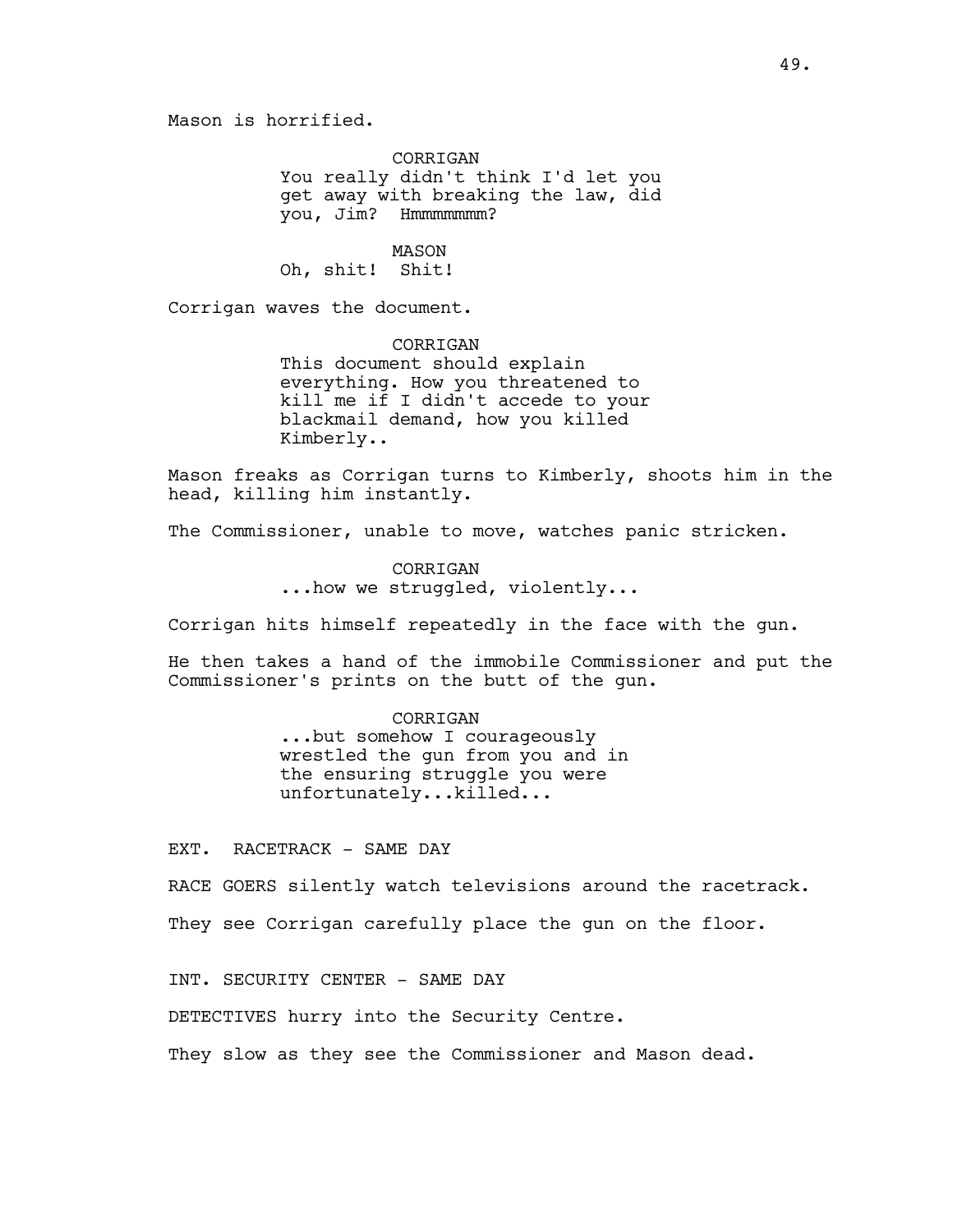Mason is horrified.

CORRIGAN
You really didn't think I'd let you get away with breaking the law, did you, Jim? Hmmmmmmm?

MASON
Oh, shit! Shit!

Corrigan waves the document.

CORRIGAN
This document should explain everything. How you threatened to kill me if I didn't accede to your blackmail demand, how you killed Kimberly..

Mason freaks as Corrigan turns to Kimberly, shoots him in the head, killing him instantly.

The Commissioner, unable to move, watches panic stricken.

CORRIGAN
...how we struggled, violently...

Corrigan hits himself repeatedly in the face with the gun.

He then takes a hand of the immobile Commissioner and put the Commissioner's prints on the butt of the gun.

CORRIGAN
...but somehow I courageously wrestled the gun from you and in the ensuring struggle you were unfortunately...killed...

EXT. RACETRACK - SAME DAY

RACE GOERS silently watch televisions around the racetrack.

They see Corrigan carefully place the gun on the floor.

INT. SECURITY CENTER - SAME DAY

DETECTIVES hurry into the Security Centre.

They slow as they see the Commissioner and Mason dead.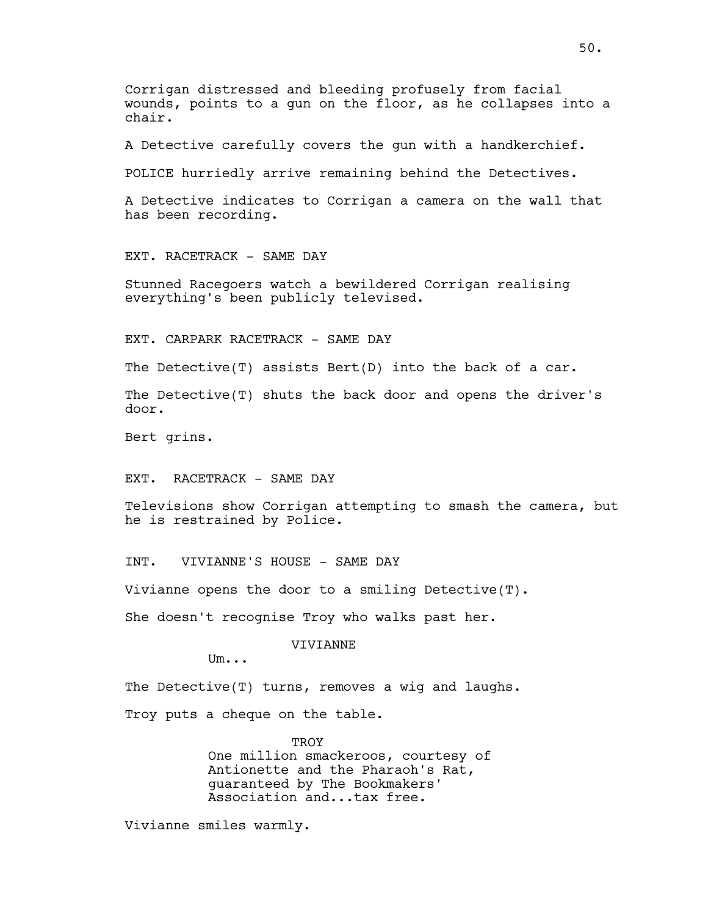Corrigan distressed and bleeding profusely from facial wounds, points to a gun on the floor, as he collapses into a chair.

A Detective carefully covers the gun with a handkerchief.

POLICE hurriedly arrive remaining behind the Detectives.

A Detective indicates to Corrigan a camera on the wall that has been recording.

EXT. RACETRACK - SAME DAY

Stunned Racegoers watch a bewildered Corrigan realising everything's been publicly televised.

EXT. CARPARK RACETRACK - SAME DAY

The Detective(T) assists Bert(D) into the back of a car.

The Detective(T) shuts the back door and opens the driver's door.

Bert grins.

EXT. RACETRACK - SAME DAY

Televisions show Corrigan attempting to smash the camera, but he is restrained by Police.

INT. VIVIANNE'S HOUSE - SAME DAY

Vivianne opens the door to a smiling Detective(T).

She doesn't recognise Troy who walks past her.

VIVIANNE

Um...

The Detective(T) turns, removes a wig and laughs.

Troy puts a cheque on the table.

TROY

One million smackeroos, courtesy of Antionette and the Pharaoh's Rat, guaranteed by The Bookmakers' Association and...tax free.

Vivianne smiles warmly.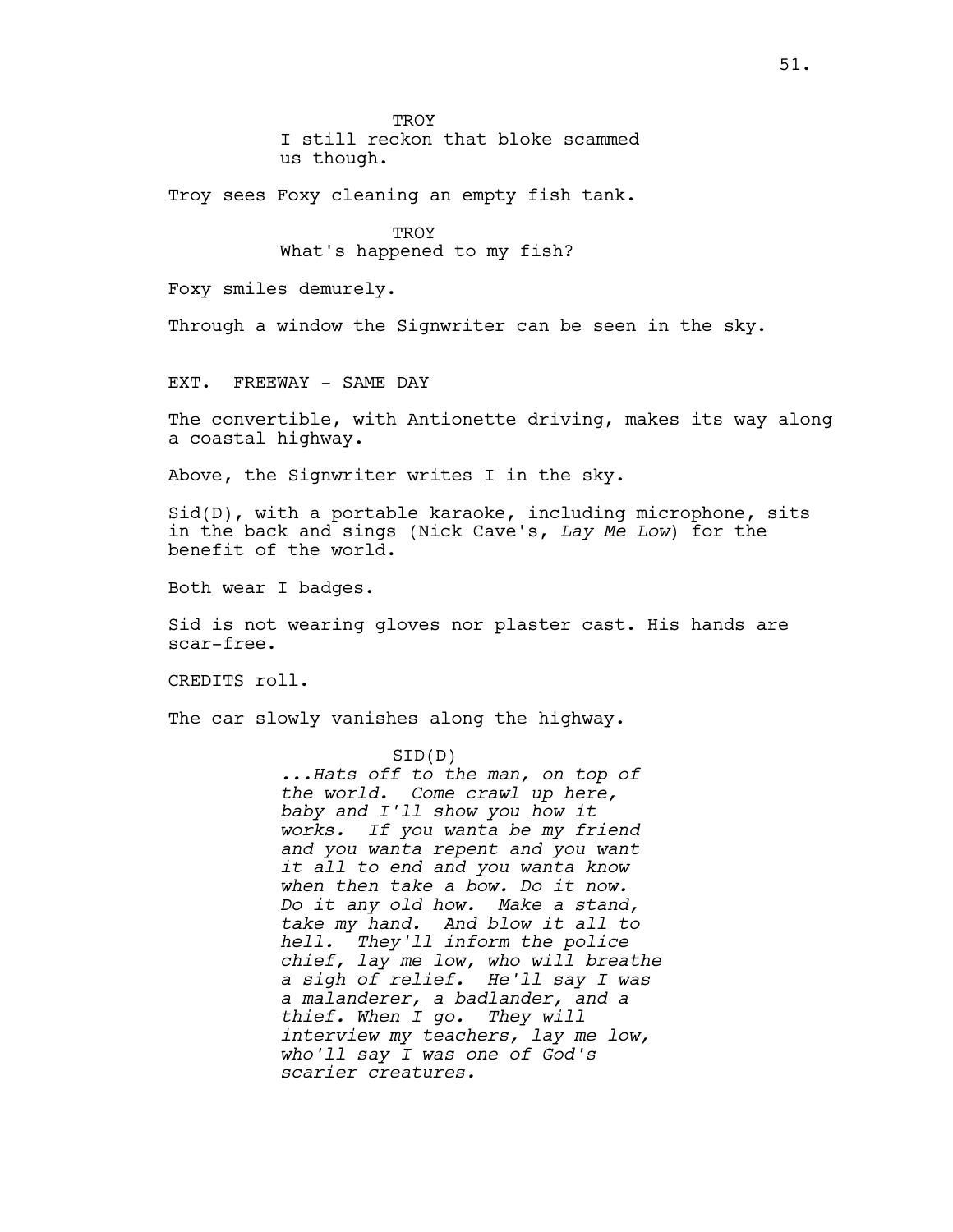TROY

I still reckon that bloke scammed us though.

Troy sees Foxy cleaning an empty fish tank.

TROY

What's happened to my fish?

Foxy smiles demurely.

Through a window the Signwriter can be seen in the sky.

EXT. FREEWAY - SAME DAY

The convertible, with Antionette driving, makes its way along a coastal highway.

Above, the Signwriter writes I in the sky.

Sid(D), with a portable karaoke, including microphone, sits in the back and sings (Nick Cave's, *Lay Me Low*) for the benefit of the world.

Both wear I badges.

Sid is not wearing gloves nor plaster cast. His hands are scar-free.

CREDITS roll.

The car slowly vanishes along the highway.

SID(D)

*...Hats off to the man, on top of the world. Come crawl up here, baby and I'll show you how it works. If you wanta be my friend and you wanta repent and you want it all to end and you wanta know when then take a bow. Do it now. Do it any old how. Make a stand, take my hand. And blow it all to hell. They'll inform the police chief, lay me low, who will breathe a sigh of relief. He'll say I was a malanderer, a badlander, and a thief. When I go. They will interview my teachers, lay me low, who'll say I was one of God's scarier creatures.*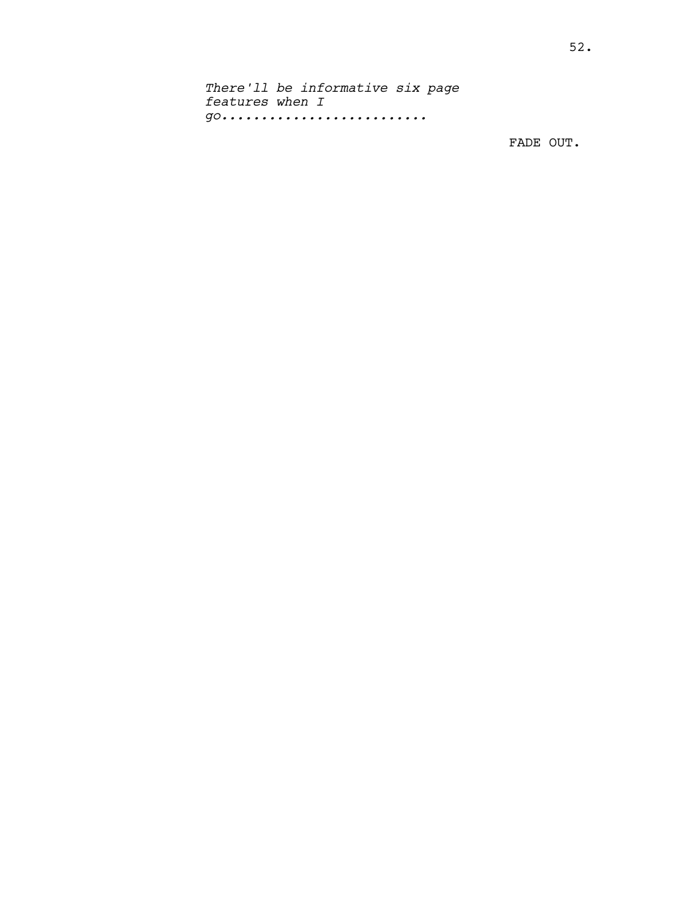*There'll be informative six page features when I go.........................*

FADE OUT.